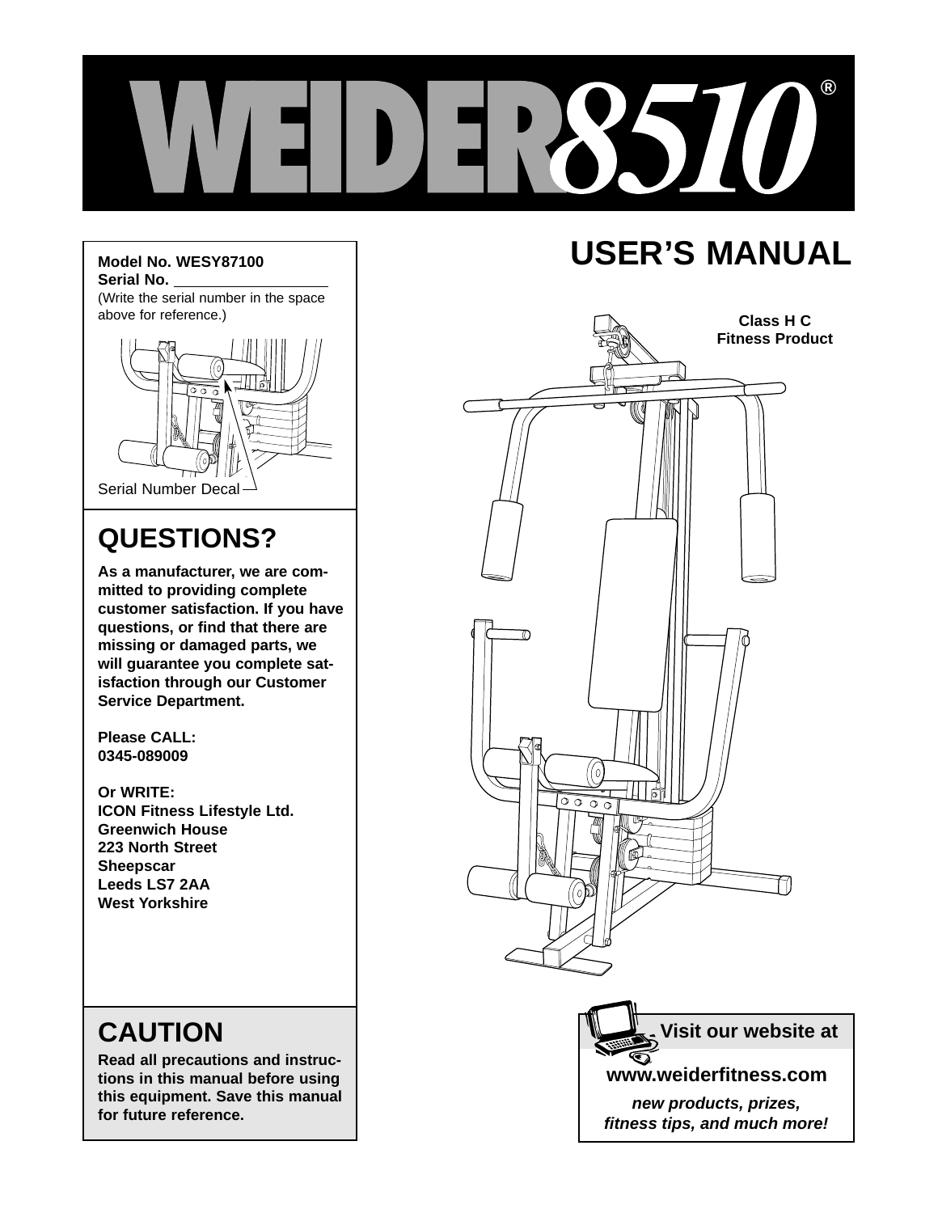# WEIDER 8510®

## USER'S MANUAL

**Model No. WESY87100**
**Serial No.** ____________
(Write the serial number in the space above for reference.)

Serial Number Decal

Class H C
Fitness Product

## QUESTIONS?

**As a manufacturer, we are committed to providing complete customer satisfaction. If you have questions, or find that there are missing or damaged parts, we will guarantee you complete satisfaction through our Customer Service Department.**

**Please CALL:**
**0345-089009**

**Or WRITE:**
**ICON Fitness Lifestyle Ltd.**
**Greenwich House**
**223 North Street**
**Sheepscar**
**Leeds LS7 2AA**
**West Yorkshire**

## CAUTION

**Read all precautions and instructions in this manual before using this equipment. Save this manual for future reference.**

**Visit our website at**

**www.weiderfitness.com**

***new products, prizes, fitness tips, and much more!***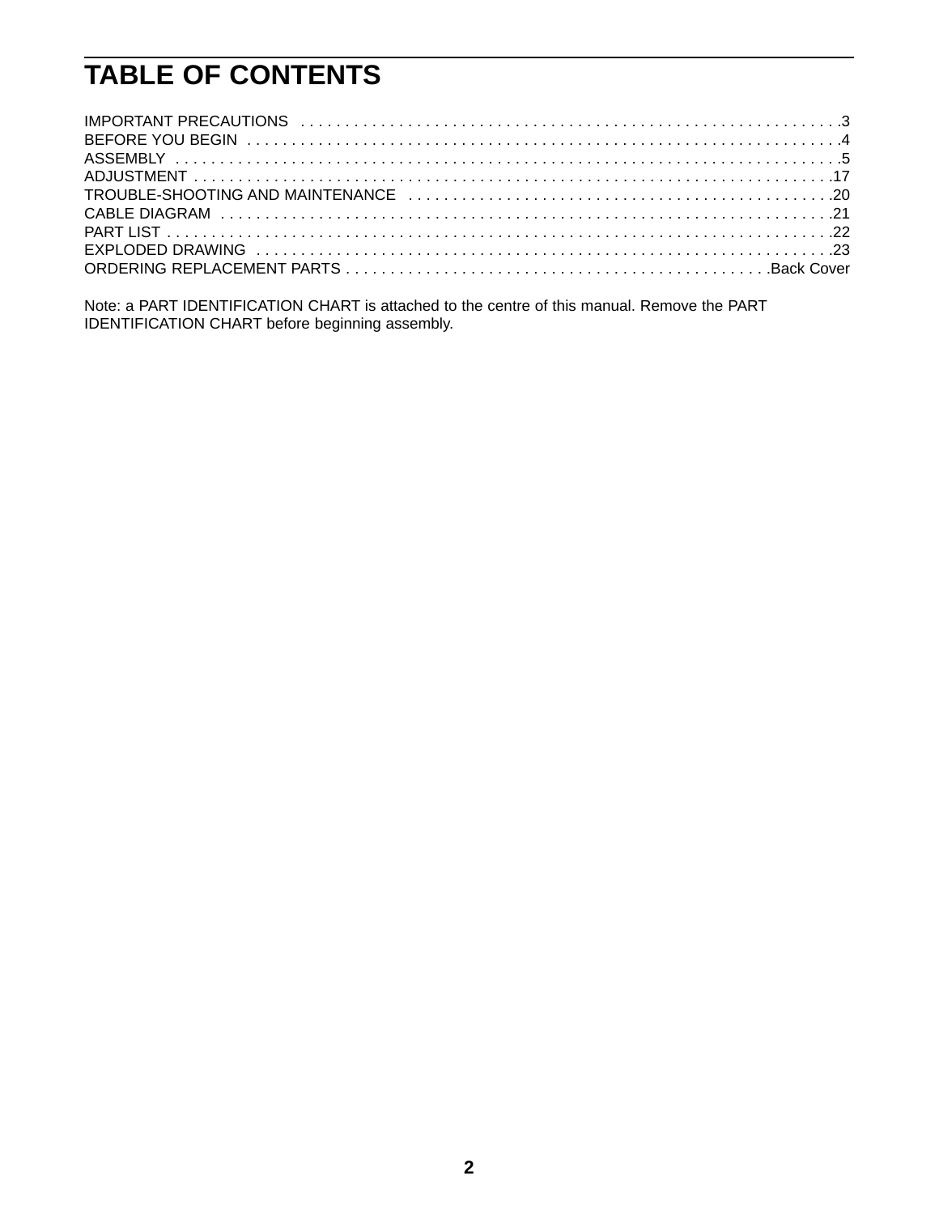# TABLE OF CONTENTS

IMPORTANT PRECAUTIONS . . . . . . . . . . . . . . . . . . . . . . . . . . . . . . . . . . . . . . . . . . . . . . . . . . . . . . . . . . . . .3
BEFORE YOU BEGIN . . . . . . . . . . . . . . . . . . . . . . . . . . . . . . . . . . . . . . . . . . . . . . . . . . . . . . . . . . . . . . . . . .4
ASSEMBLY . . . . . . . . . . . . . . . . . . . . . . . . . . . . . . . . . . . . . . . . . . . . . . . . . . . . . . . . . . . . . . . . . . . . . . . . .5
ADJUSTMENT . . . . . . . . . . . . . . . . . . . . . . . . . . . . . . . . . . . . . . . . . . . . . . . . . . . . . . . . . . . . . . . . . . . . . . .17
TROUBLE-SHOOTING AND MAINTENANCE . . . . . . . . . . . . . . . . . . . . . . . . . . . . . . . . . . . . . . . . . . . . . . . .20
CABLE DIAGRAM . . . . . . . . . . . . . . . . . . . . . . . . . . . . . . . . . . . . . . . . . . . . . . . . . . . . . . . . . . . . . . . . . . . .21
PART LIST . . . . . . . . . . . . . . . . . . . . . . . . . . . . . . . . . . . . . . . . . . . . . . . . . . . . . . . . . . . . . . . . . . . . . . . . . .22
EXPLODED DRAWING . . . . . . . . . . . . . . . . . . . . . . . . . . . . . . . . . . . . . . . . . . . . . . . . . . . . . . . . . . . . . . . .23
ORDERING REPLACEMENT PARTS . . . . . . . . . . . . . . . . . . . . . . . . . . . . . . . . . . . . . . . . . . . . . . . .Back Cover

Note: a PART IDENTIFICATION CHART is attached to the centre of this manual. Remove the PART IDENTIFICATION CHART before beginning assembly.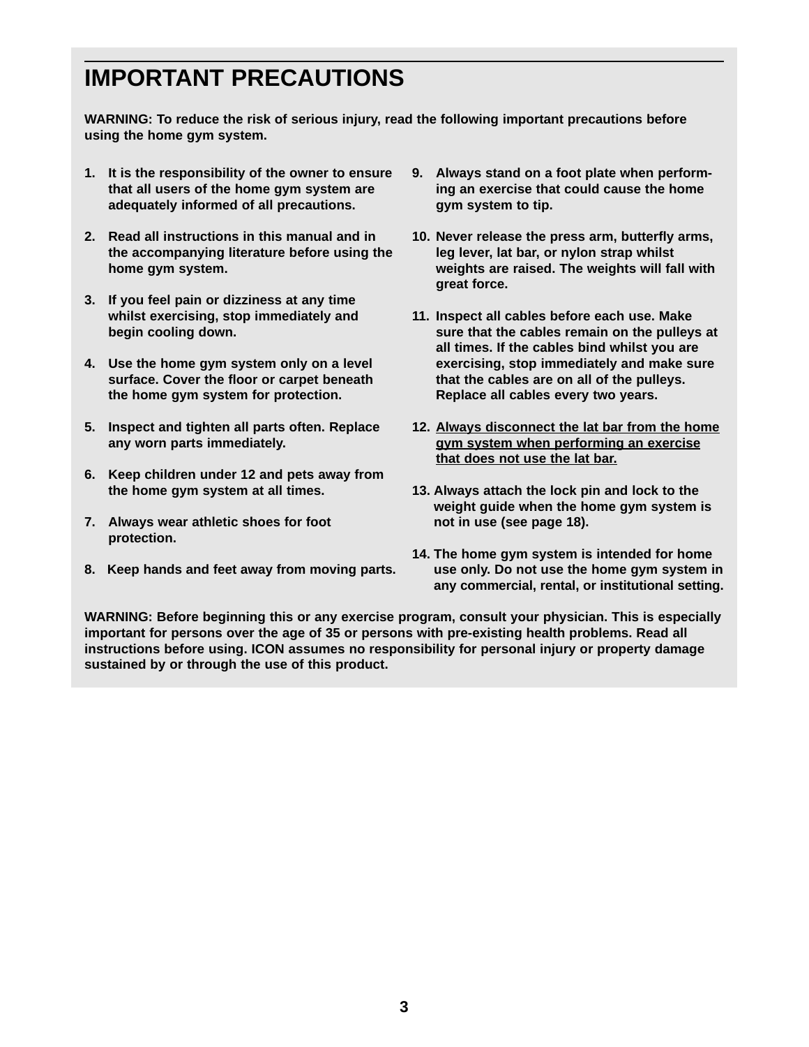# IMPORTANT PRECAUTIONS

**WARNING: To reduce the risk of serious injury, read the following important precautions before using the home gym system.**

1. **It is the responsibility of the owner to ensure that all users of the home gym system are adequately informed of all precautions.**

2. **Read all instructions in this manual and in the accompanying literature before using the home gym system.**

3. **If you feel pain or dizziness at any time whilst exercising, stop immediately and begin cooling down.**

4. **Use the home gym system only on a level surface. Cover the floor or carpet beneath the home gym system for protection.**

5. **Inspect and tighten all parts often. Replace any worn parts immediately.**

6. **Keep children under 12 and pets away from the home gym system at all times.**

7. **Always wear athletic shoes for foot protection.**

8. **Keep hands and feet away from moving parts.**

9. **Always stand on a foot plate when performing an exercise that could cause the home gym system to tip.**

10. **Never release the press arm, butterfly arms, leg lever, lat bar, or nylon strap whilst weights are raised. The weights will fall with great force.**

11. **Inspect all cables before each use. Make sure that the cables remain on the pulleys at all times. If the cables bind whilst you are exercising, stop immediately and make sure that the cables are on all of the pulleys. Replace all cables every two years.**

12. **<u>Always disconnect the lat bar from the home gym system when performing an exercise that does not use the lat bar.</u>**

13. **Always attach the lock pin and lock to the weight guide when the home gym system is not in use (see page 18).**

14. **The home gym system is intended for home use only. Do not use the home gym system in any commercial, rental, or institutional setting.**

**WARNING: Before beginning this or any exercise program, consult your physician. This is especially important for persons over the age of 35 or persons with pre-existing health problems. Read all instructions before using. ICON assumes no responsibility for personal injury or property damage sustained by or through the use of this product.**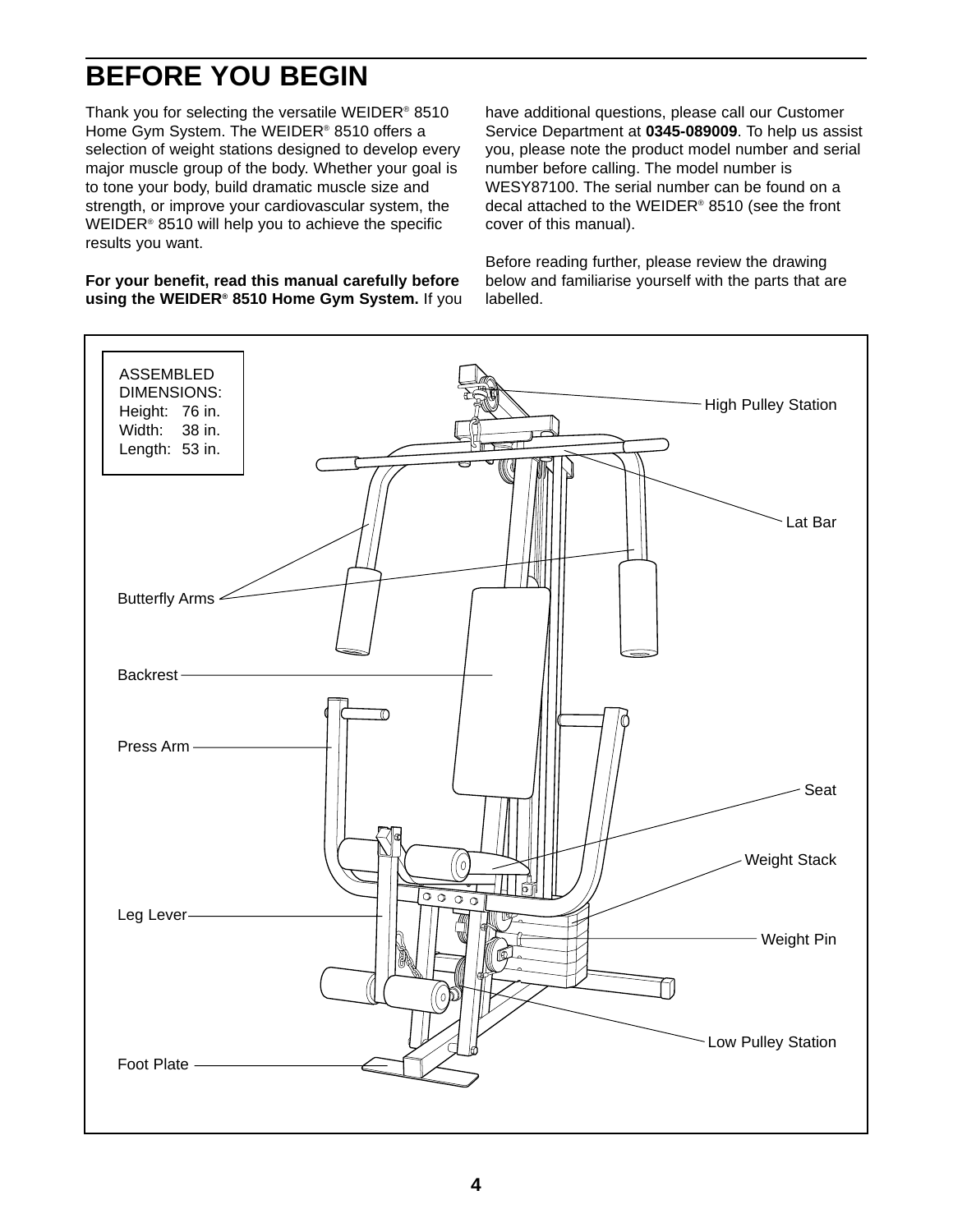# BEFORE YOU BEGIN

Thank you for selecting the versatile WEIDER® 8510 Home Gym System. The WEIDER® 8510 offers a selection of weight stations designed to develop every major muscle group of the body. Whether your goal is to tone your body, build dramatic muscle size and strength, or improve your cardiovascular system, the WEIDER® 8510 will help you to achieve the specific results you want.

**For your benefit, read this manual carefully before using the WEIDER® 8510 Home Gym System.** If you have additional questions, please call our Customer Service Department at **0345-089009**. To help us assist you, please note the product model number and serial number before calling. The model number is WESY87100. The serial number can be found on a decal attached to the WEIDER® 8510 (see the front cover of this manual).

Before reading further, please review the drawing below and familiarise yourself with the parts that are labelled.

ASSEMBLED DIMENSIONS:
Height: 76 in.
Width: 38 in.
Length: 53 in.

High Pulley Station

Lat Bar

Butterfly Arms

Backrest

Press Arm

Seat

Weight Stack

Leg Lever

Weight Pin

Low Pulley Station

Foot Plate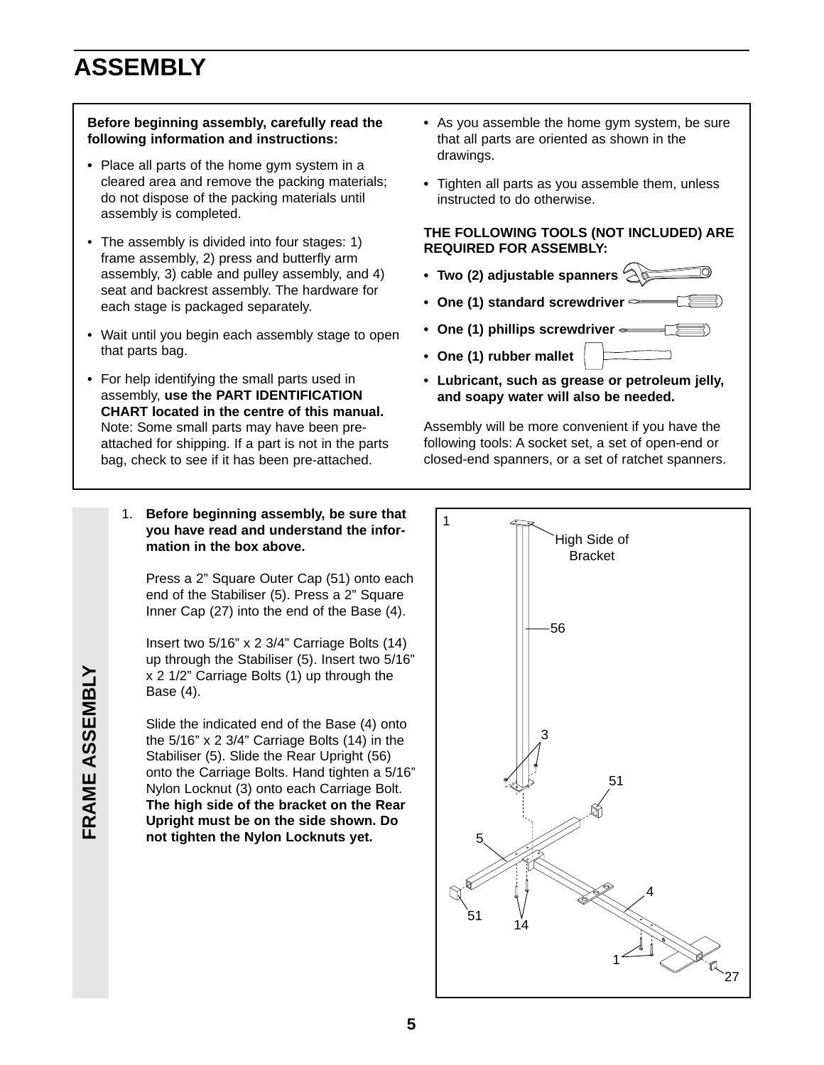# ASSEMBLY

**Before beginning assembly, carefully read the following information and instructions:**

- Place all parts of the home gym system in a cleared area and remove the packing materials; do not dispose of the packing materials until assembly is completed.
- The assembly is divided into four stages: 1) frame assembly, 2) press and butterfly arm assembly, 3) cable and pulley assembly, and 4) seat and backrest assembly. The hardware for each stage is packaged separately.
- Wait until you begin each assembly stage to open that parts bag.
- For help identifying the small parts used in assembly, **use the PART IDENTIFICATION CHART located in the centre of this manual.** Note: Some small parts may have been pre-attached for shipping. If a part is not in the parts bag, check to see if it has been pre-attached.
- As you assemble the home gym system, be sure that all parts are oriented as shown in the drawings.
- Tighten all parts as you assemble them, unless instructed to do otherwise.

**THE FOLLOWING TOOLS (NOT INCLUDED) ARE REQUIRED FOR ASSEMBLY:**

- **Two (2) adjustable spanners**
- **One (1) standard screwdriver**
- **One (1) phillips screwdriver**
- **One (1) rubber mallet**
- **Lubricant, such as grease or petroleum jelly, and soapy water will also be needed.**

Assembly will be more convenient if you have the following tools: A socket set, a set of open-end or closed-end spanners, or a set of ratchet spanners.

## FRAME ASSEMBLY

1. **Before beginning assembly, be sure that you have read and understand the information in the box above.**

   Press a 2" Square Outer Cap (51) onto each end of the Stabiliser (5). Press a 2" Square Inner Cap (27) into the end of the Base (4).

   Insert two 5/16" x 2 3/4" Carriage Bolts (14) up through the Stabiliser (5). Insert two 5/16" x 2 1/2" Carriage Bolts (1) up through the Base (4).

   Slide the indicated end of the Base (4) onto the 5/16" x 2 3/4" Carriage Bolts (14) in the Stabiliser (5). Slide the Rear Upright (56) onto the Carriage Bolts. Hand tighten a 5/16" Nylon Locknut (3) onto each Carriage Bolt. **The high side of the bracket on the Rear Upright must be on the side shown. Do not tighten the Nylon Locknuts yet.**

1

High Side of Bracket

56

3

51

5

4

51

14

1

27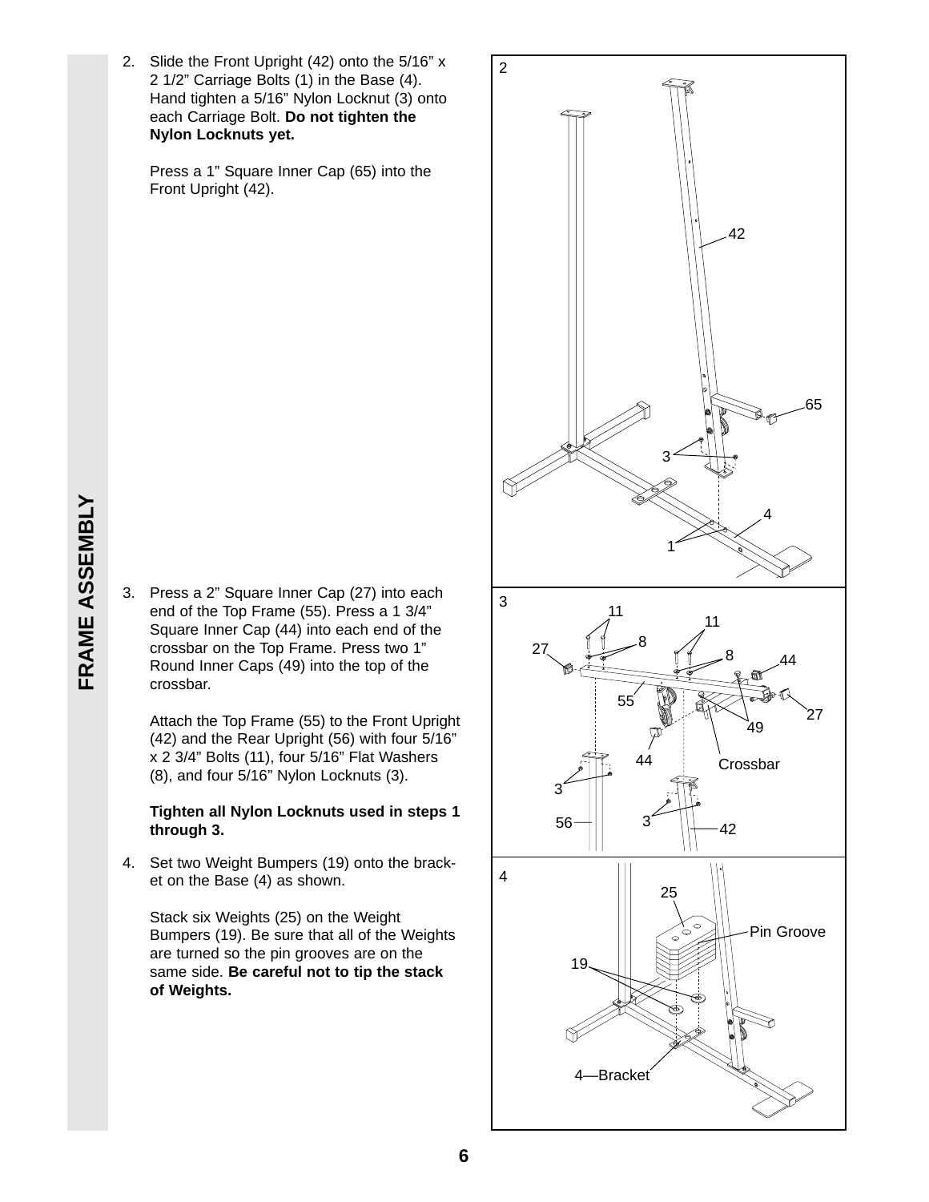## FRAME ASSEMBLY

2. Slide the Front Upright (42) onto the 5/16" x 2 1/2" Carriage Bolts (1) in the Base (4). Hand tighten a 5/16" Nylon Locknut (3) onto each Carriage Bolt. **Do not tighten the Nylon Locknuts yet.**

   Press a 1" Square Inner Cap (65) into the Front Upright (42).

3. Press a 2" Square Inner Cap (27) into each end of the Top Frame (55). Press a 1 3/4" Square Inner Cap (44) into each end of the crossbar on the Top Frame. Press two 1" Round Inner Caps (49) into the top of the crossbar.

   Attach the Top Frame (55) to the Front Upright (42) and the Rear Upright (56) with four 5/16" x 2 3/4" Bolts (11), four 5/16" Flat Washers (8), and four 5/16" Nylon Locknuts (3).

   **Tighten all Nylon Locknuts used in steps 1 through 3.**

4. Set two Weight Bumpers (19) onto the bracket on the Base (4) as shown.

   Stack six Weights (25) on the Weight Bumpers (19). Be sure that all of the Weights are turned so the pin grooves are on the same side. **Be careful not to tip the stack of Weights.**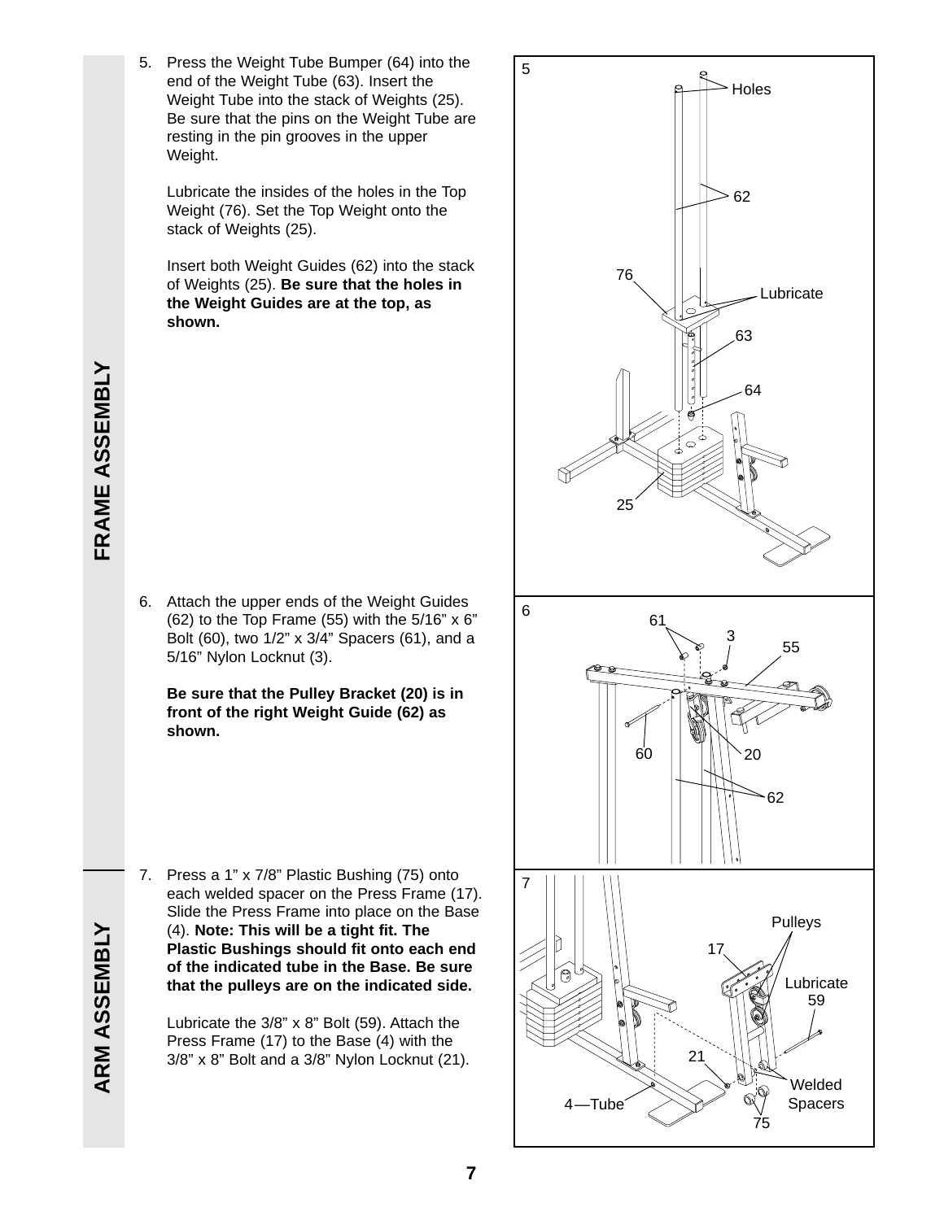## FRAME ASSEMBLY

5. Press the Weight Tube Bumper (64) into the end of the Weight Tube (63). Insert the Weight Tube into the stack of Weights (25). Be sure that the pins on the Weight Tube are resting in the pin grooves in the upper Weight.

   Lubricate the insides of the holes in the Top Weight (76). Set the Top Weight onto the stack of Weights (25).

   Insert both Weight Guides (62) into the stack of Weights (25). **Be sure that the holes in the Weight Guides are at the top, as shown.**

6. Attach the upper ends of the Weight Guides (62) to the Top Frame (55) with the 5/16" x 6" Bolt (60), two 1/2" x 3/4" Spacers (61), and a 5/16" Nylon Locknut (3).

   **Be sure that the Pulley Bracket (20) is in front of the right Weight Guide (62) as shown.**

## ARM ASSEMBLY

7. Press a 1" x 7/8" Plastic Bushing (75) onto each welded spacer on the Press Frame (17). Slide the Press Frame into place on the Base (4). **Note: This will be a tight fit. The Plastic Bushings should fit onto each end of the indicated tube in the Base. Be sure that the pulleys are on the indicated side.**

   Lubricate the 3/8" x 8" Bolt (59). Attach the Press Frame (17) to the Base (4) with the 3/8" x 8" Bolt and a 3/8" Nylon Locknut (21).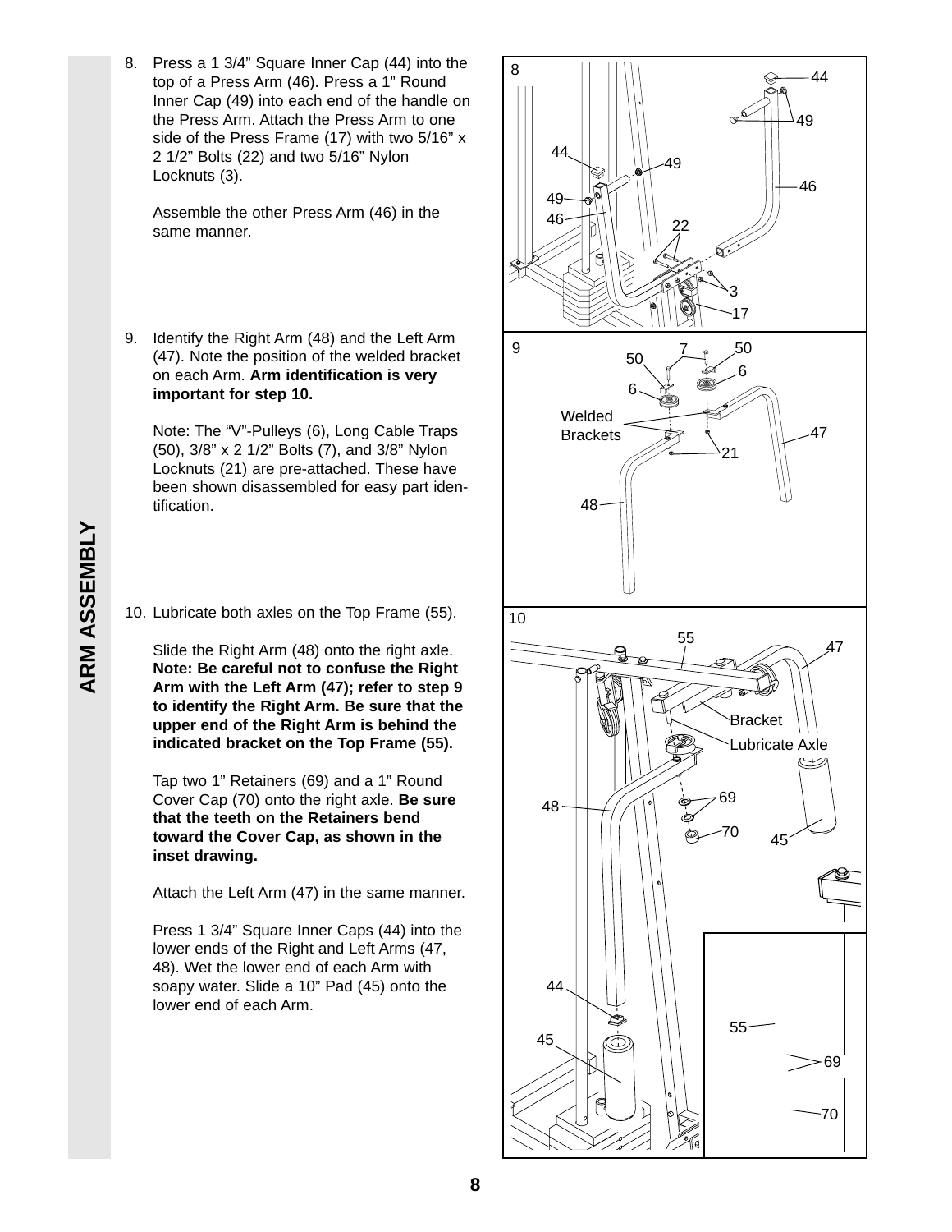# ARM ASSEMBLY

8. Press a 1 3/4" Square Inner Cap (44) into the top of a Press Arm (46). Press a 1" Round Inner Cap (49) into each end of the handle on the Press Arm. Attach the Press Arm to one side of the Press Frame (17) with two 5/16" x 2 1/2" Bolts (22) and two 5/16" Nylon Locknuts (3).

   Assemble the other Press Arm (46) in the same manner.

9. Identify the Right Arm (48) and the Left Arm (47). Note the position of the welded bracket on each Arm. **Arm identification is very important for step 10.**

   Note: The "V"-Pulleys (6), Long Cable Traps (50), 3/8" x 2 1/2" Bolts (7), and 3/8" Nylon Locknuts (21) are pre-attached. These have been shown disassembled for easy part identification.

10. Lubricate both axles on the Top Frame (55).

    Slide the Right Arm (48) onto the right axle. **Note: Be careful not to confuse the Right Arm with the Left Arm (47); refer to step 9 to identify the Right Arm. Be sure that the upper end of the Right Arm is behind the indicated bracket on the Top Frame (55).**

    Tap two 1" Retainers (69) and a 1" Round Cover Cap (70) onto the right axle. **Be sure that the teeth on the Retainers bend toward the Cover Cap, as shown in the inset drawing.**

    Attach the Left Arm (47) in the same manner.

    Press 1 3/4" Square Inner Caps (44) into the lower ends of the Right and Left Arms (47, 48). Wet the lower end of each Arm with soapy water. Slide a 10" Pad (45) onto the lower end of each Arm.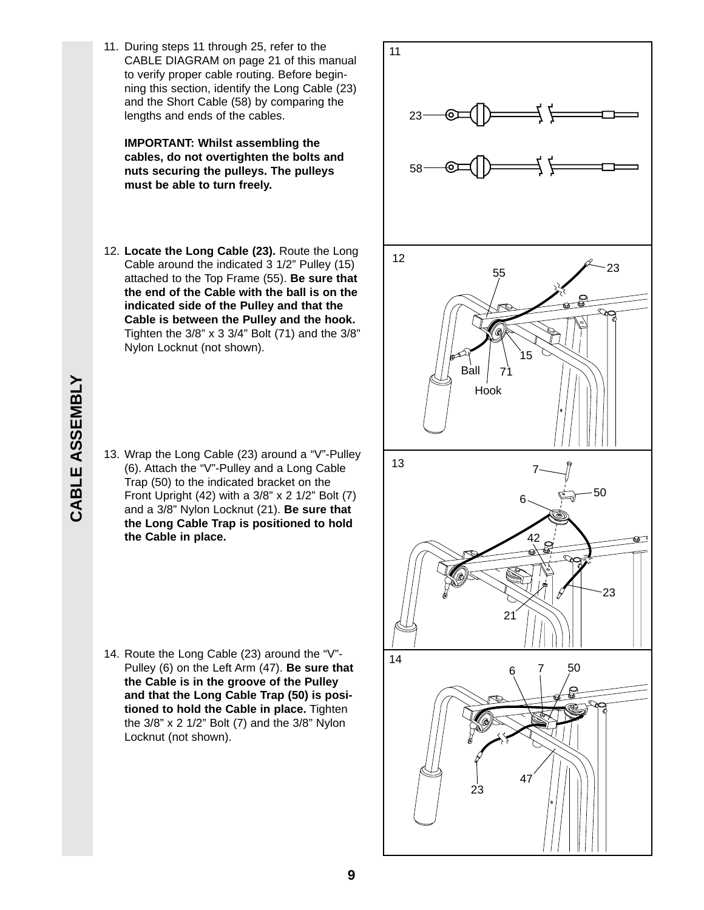# CABLE ASSEMBLY

11. During steps 11 through 25, refer to the CABLE DIAGRAM on page 21 of this manual to verify proper cable routing. Before beginning this section, identify the Long Cable (23) and the Short Cable (58) by comparing the lengths and ends of the cables.

    **IMPORTANT: Whilst assembling the cables, do not overtighten the bolts and nuts securing the pulleys. The pulleys must be able to turn freely.**

12. **Locate the Long Cable (23).** Route the Long Cable around the indicated 3 1/2" Pulley (15) attached to the Top Frame (55). **Be sure that the end of the Cable with the ball is on the indicated side of the Pulley and that the Cable is between the Pulley and the hook.** Tighten the 3/8" x 3 3/4" Bolt (71) and the 3/8" Nylon Locknut (not shown).

13. Wrap the Long Cable (23) around a "V"-Pulley (6). Attach the "V"-Pulley and a Long Cable Trap (50) to the indicated bracket on the Front Upright (42) with a 3/8" x 2 1/2" Bolt (7) and a 3/8" Nylon Locknut (21). **Be sure that the Long Cable Trap is positioned to hold the Cable in place.**

14. Route the Long Cable (23) around the "V"-Pulley (6) on the Left Arm (47). **Be sure that the Cable is in the groove of the Pulley and that the Long Cable Trap (50) is positioned to hold the Cable in place.** Tighten the 3/8" x 2 1/2" Bolt (7) and the 3/8" Nylon Locknut (not shown).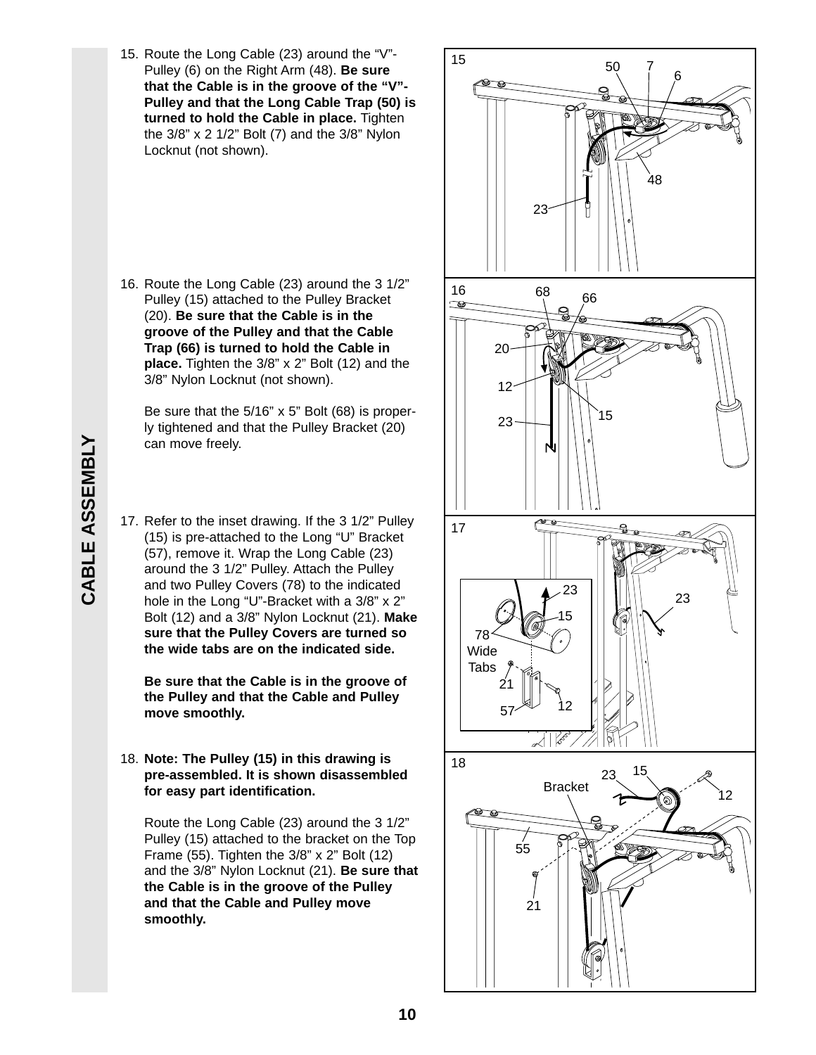# CABLE ASSEMBLY

15. Route the Long Cable (23) around the “V”-Pulley (6) on the Right Arm (48). **Be sure that the Cable is in the groove of the “V”-Pulley and that the Long Cable Trap (50) is turned to hold the Cable in place.** Tighten the 3/8” x 2 1/2” Bolt (7) and the 3/8” Nylon Locknut (not shown).

16. Route the Long Cable (23) around the 3 1/2” Pulley (15) attached to the Pulley Bracket (20). **Be sure that the Cable is in the groove of the Pulley and that the Cable Trap (66) is turned to hold the Cable in place.** Tighten the 3/8” x 2” Bolt (12) and the 3/8” Nylon Locknut (not shown).

    Be sure that the 5/16” x 5” Bolt (68) is properly tightened and that the Pulley Bracket (20) can move freely.

17. Refer to the inset drawing. If the 3 1/2” Pulley (15) is pre-attached to the Long “U” Bracket (57), remove it. Wrap the Long Cable (23) around the 3 1/2” Pulley. Attach the Pulley and two Pulley Covers (78) to the indicated hole in the Long “U”-Bracket with a 3/8” x 2” Bolt (12) and a 3/8” Nylon Locknut (21). **Make sure that the Pulley Covers are turned so the wide tabs are on the indicated side.**

    **Be sure that the Cable is in the groove of the Pulley and that the Cable and Pulley move smoothly.**

18. **Note: The Pulley (15) in this drawing is pre-assembled. It is shown disassembled for easy part identification.**

    Route the Long Cable (23) around the 3 1/2” Pulley (15) attached to the bracket on the Top Frame (55). Tighten the 3/8” x 2” Bolt (12) and the 3/8” Nylon Locknut (21). **Be sure that the Cable is in the groove of the Pulley and that the Cable and Pulley move smoothly.**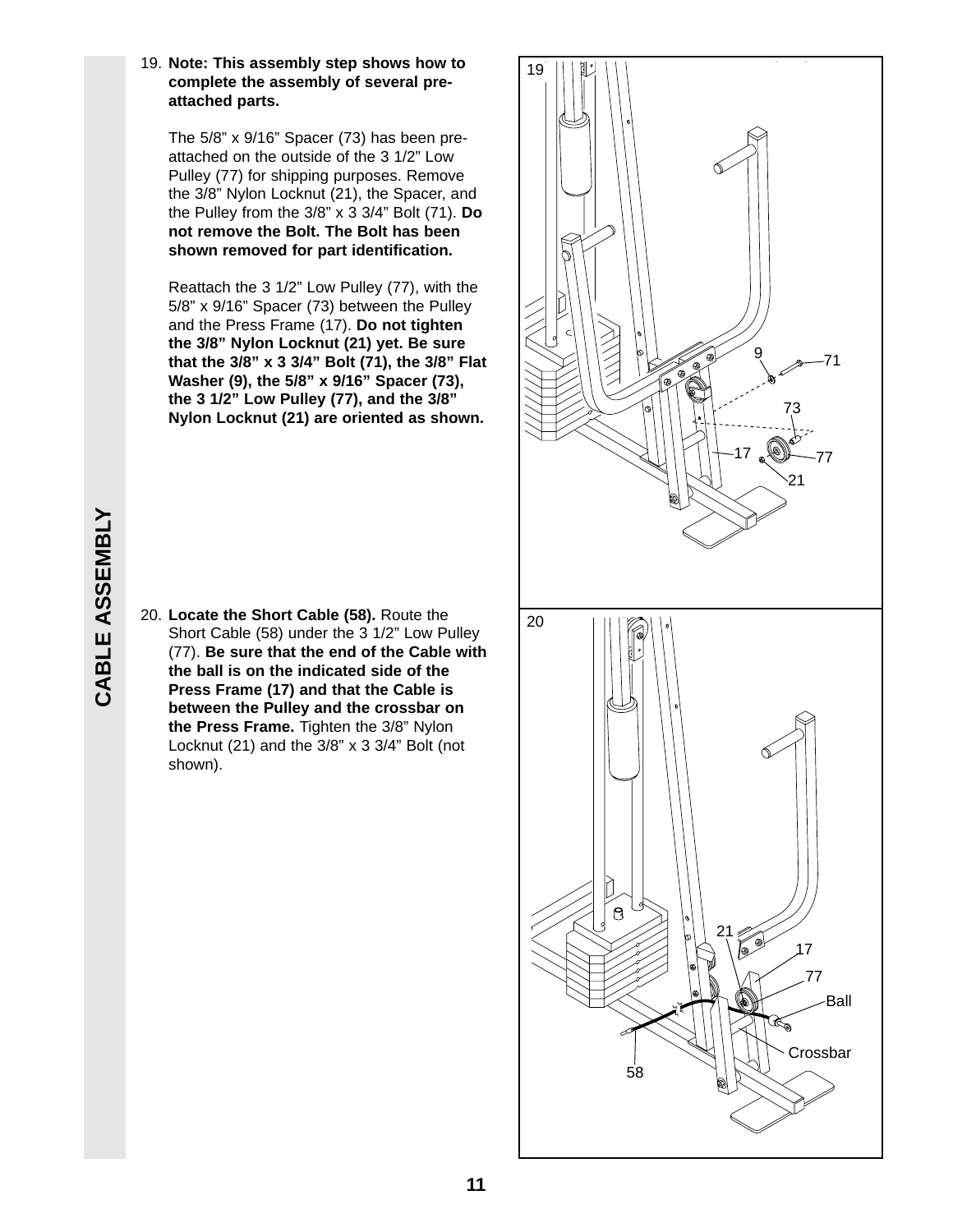## CABLE ASSEMBLY

19. **Note: This assembly step shows how to complete the assembly of several pre-attached parts.**

    The 5/8" x 9/16" Spacer (73) has been pre-attached on the outside of the 3 1/2" Low Pulley (77) for shipping purposes. Remove the 3/8" Nylon Locknut (21), the Spacer, and the Pulley from the 3/8" x 3 3/4" Bolt (71). **Do not remove the Bolt. The Bolt has been shown removed for part identification.**

    Reattach the 3 1/2" Low Pulley (77), with the 5/8" x 9/16" Spacer (73) between the Pulley and the Press Frame (17). **Do not tighten the 3/8" Nylon Locknut (21) yet. Be sure that the 3/8" x 3 3/4" Bolt (71), the 3/8" Flat Washer (9), the 5/8" x 9/16" Spacer (73), the 3 1/2" Low Pulley (77), and the 3/8" Nylon Locknut (21) are oriented as shown.**

20. **Locate the Short Cable (58).** Route the Short Cable (58) under the 3 1/2" Low Pulley (77). **Be sure that the end of the Cable with the ball is on the indicated side of the Press Frame (17) and that the Cable is between the Pulley and the crossbar on the Press Frame.** Tighten the 3/8" Nylon Locknut (21) and the 3/8" x 3 3/4" Bolt (not shown).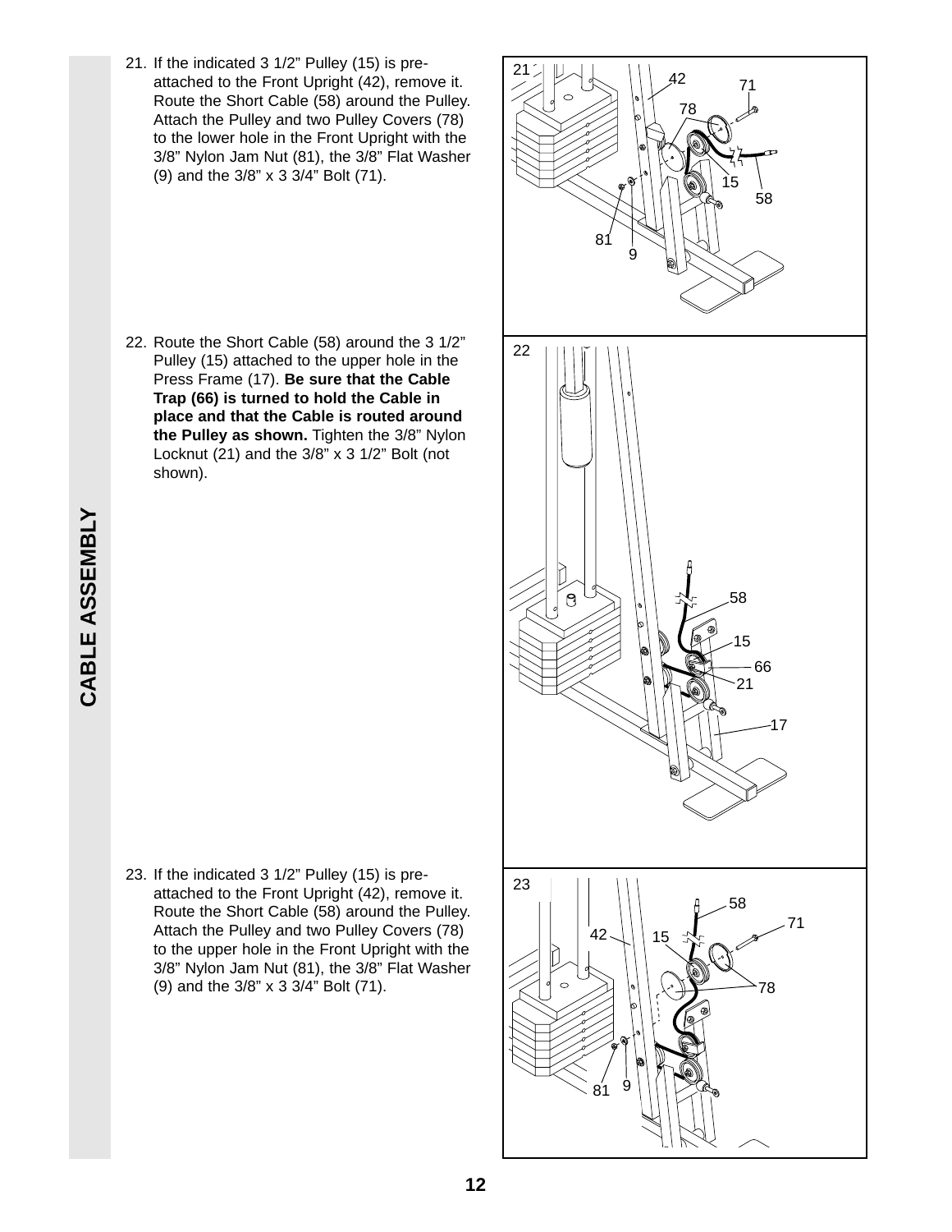# CABLE ASSEMBLY

21. If the indicated 3 1/2" Pulley (15) is pre-attached to the Front Upright (42), remove it. Route the Short Cable (58) around the Pulley. Attach the Pulley and two Pulley Covers (78) to the lower hole in the Front Upright with the 3/8" Nylon Jam Nut (81), the 3/8" Flat Washer (9) and the 3/8" x 3 3/4" Bolt (71).

22. Route the Short Cable (58) around the 3 1/2" Pulley (15) attached to the upper hole in the Press Frame (17). **Be sure that the Cable Trap (66) is turned to hold the Cable in place and that the Cable is routed around the Pulley as shown.** Tighten the 3/8" Nylon Locknut (21) and the 3/8" x 3 1/2" Bolt (not shown).

23. If the indicated 3 1/2" Pulley (15) is pre-attached to the Front Upright (42), remove it. Route the Short Cable (58) around the Pulley. Attach the Pulley and two Pulley Covers (78) to the upper hole in the Front Upright with the 3/8" Nylon Jam Nut (81), the 3/8" Flat Washer (9) and the 3/8" x 3 3/4" Bolt (71).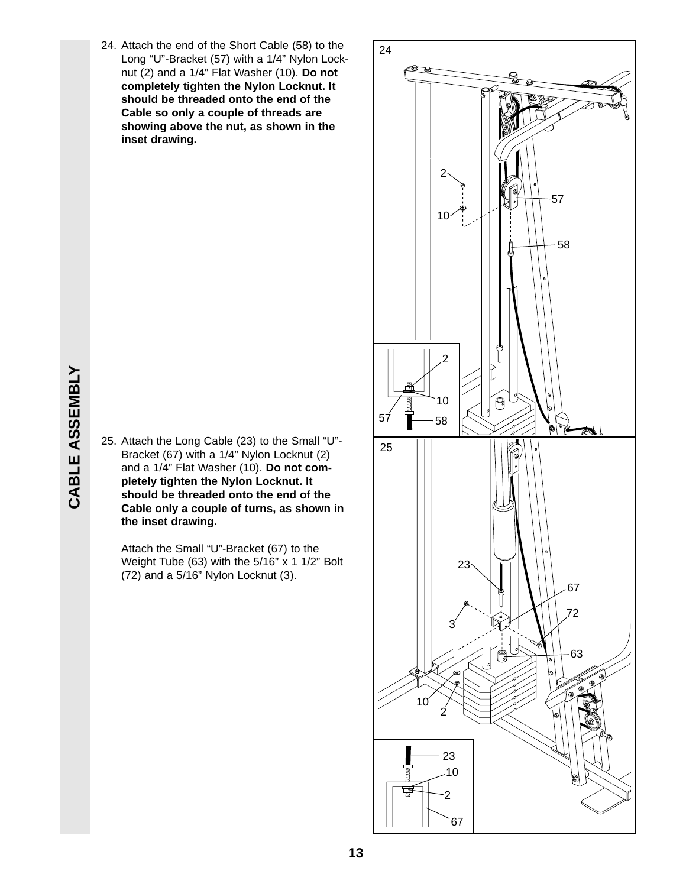## CABLE ASSEMBLY

24. Attach the end of the Short Cable (58) to the Long “U”-Bracket (57) with a 1/4” Nylon Locknut (2) and a 1/4” Flat Washer (10). **Do not completely tighten the Nylon Locknut. It should be threaded onto the end of the Cable so only a couple of threads are showing above the nut, as shown in the inset drawing.**

25. Attach the Long Cable (23) to the Small “U”-Bracket (67) with a 1/4” Nylon Locknut (2) and a 1/4” Flat Washer (10). **Do not completely tighten the Nylon Locknut. It should be threaded onto the end of the Cable only a couple of turns, as shown in the inset drawing.**

    Attach the Small “U”-Bracket (67) to the Weight Tube (63) with the 5/16” x 1 1/2” Bolt (72) and a 5/16” Nylon Locknut (3).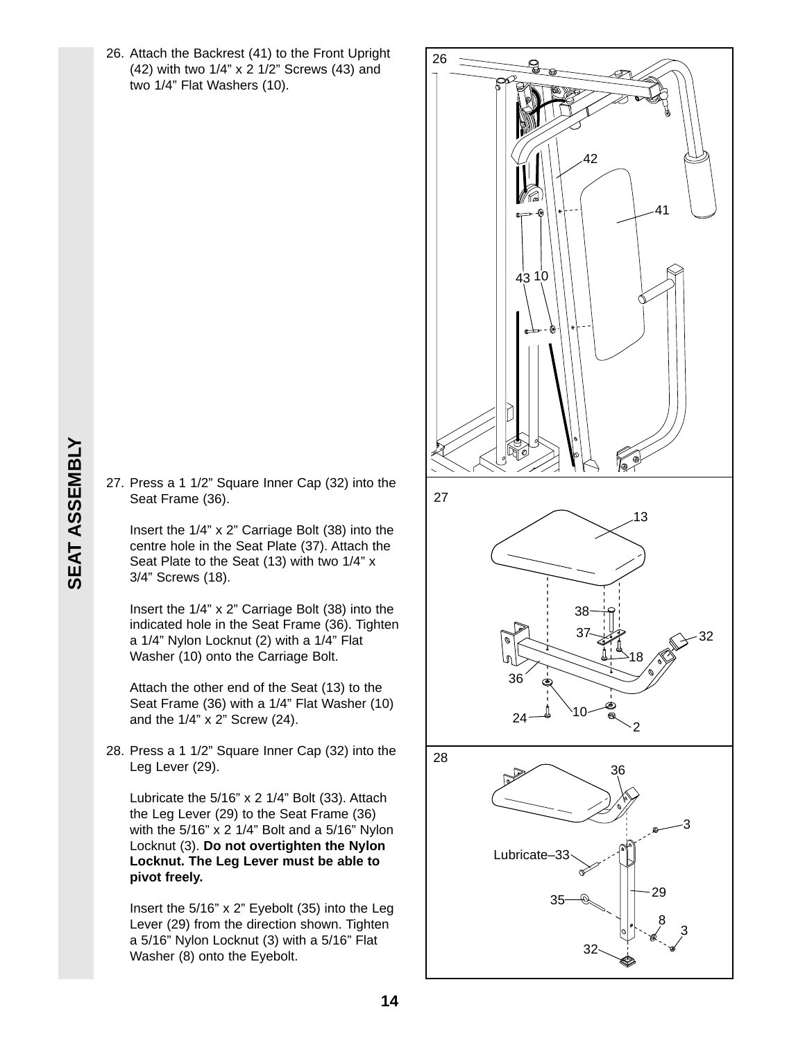## SEAT ASSEMBLY

26. Attach the Backrest (41) to the Front Upright (42) with two 1/4" x 2 1/2" Screws (43) and two 1/4" Flat Washers (10).

27. Press a 1 1/2" Square Inner Cap (32) into the Seat Frame (36).

    Insert the 1/4" x 2" Carriage Bolt (38) into the centre hole in the Seat Plate (37). Attach the Seat Plate to the Seat (13) with two 1/4" x 3/4" Screws (18).

    Insert the 1/4" x 2" Carriage Bolt (38) into the indicated hole in the Seat Frame (36). Tighten a 1/4" Nylon Locknut (2) with a 1/4" Flat Washer (10) onto the Carriage Bolt.

    Attach the other end of the Seat (13) to the Seat Frame (36) with a 1/4" Flat Washer (10) and the 1/4" x 2" Screw (24).

28. Press a 1 1/2" Square Inner Cap (32) into the Leg Lever (29).

    Lubricate the 5/16" x 2 1/4" Bolt (33). Attach the Leg Lever (29) to the Seat Frame (36) with the 5/16" x 2 1/4" Bolt and a 5/16" Nylon Locknut (3). **Do not overtighten the Nylon Locknut. The Leg Lever must be able to pivot freely.**

    Insert the 5/16" x 2" Eyebolt (35) into the Leg Lever (29) from the direction shown. Tighten a 5/16" Nylon Locknut (3) with a 5/16" Flat Washer (8) onto the Eyebolt.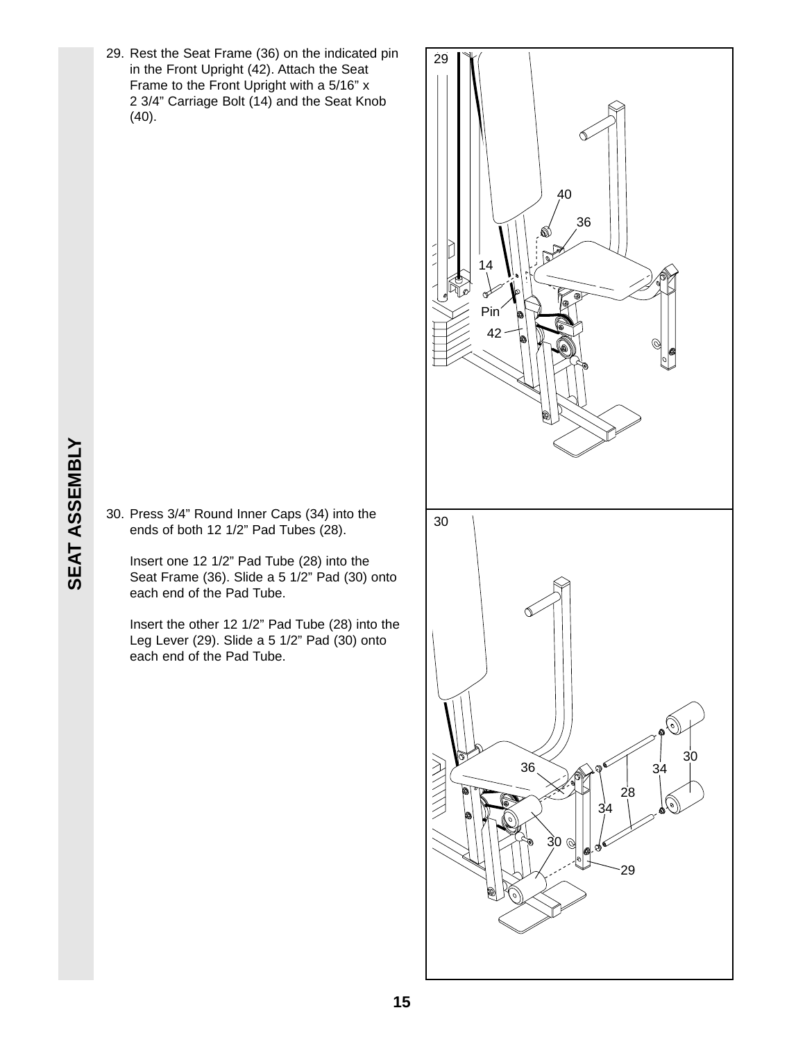# SEAT ASSEMBLY

29. Rest the Seat Frame (36) on the indicated pin in the Front Upright (42). Attach the Seat Frame to the Front Upright with a 5/16" x 2 3/4" Carriage Bolt (14) and the Seat Knob (40).

30. Press 3/4" Round Inner Caps (34) into the ends of both 12 1/2" Pad Tubes (28).

    Insert one 12 1/2" Pad Tube (28) into the Seat Frame (36). Slide a 5 1/2" Pad (30) onto each end of the Pad Tube.

    Insert the other 12 1/2" Pad Tube (28) into the Leg Lever (29). Slide a 5 1/2" Pad (30) onto each end of the Pad Tube.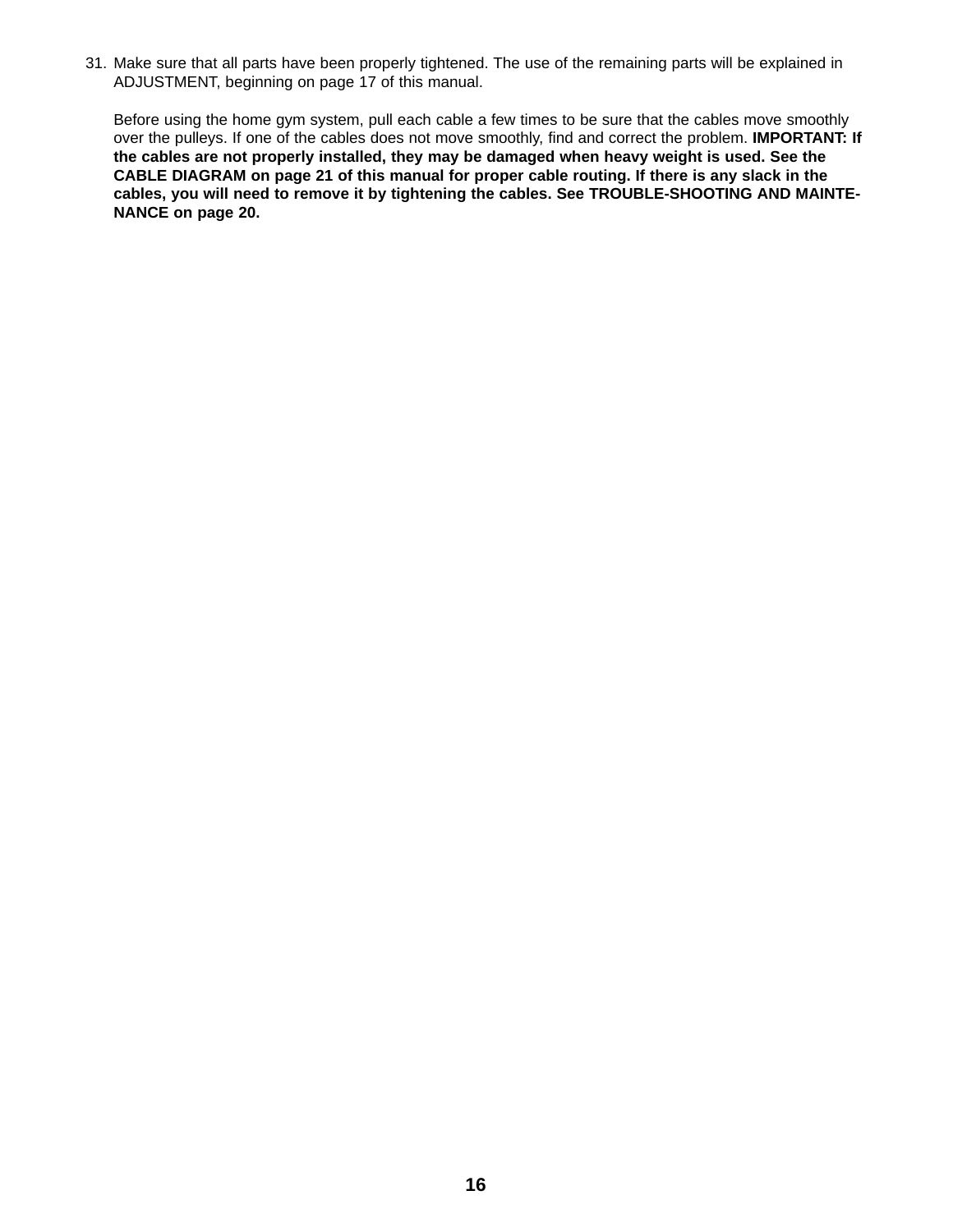31. Make sure that all parts have been properly tightened. The use of the remaining parts will be explained in ADJUSTMENT, beginning on page 17 of this manual.

    Before using the home gym system, pull each cable a few times to be sure that the cables move smoothly over the pulleys. If one of the cables does not move smoothly, find and correct the problem. **IMPORTANT: If the cables are not properly installed, they may be damaged when heavy weight is used. See the CABLE DIAGRAM on page 21 of this manual for proper cable routing. If there is any slack in the cables, you will need to remove it by tightening the cables. See TROUBLE-SHOOTING AND MAINTENANCE on page 20.**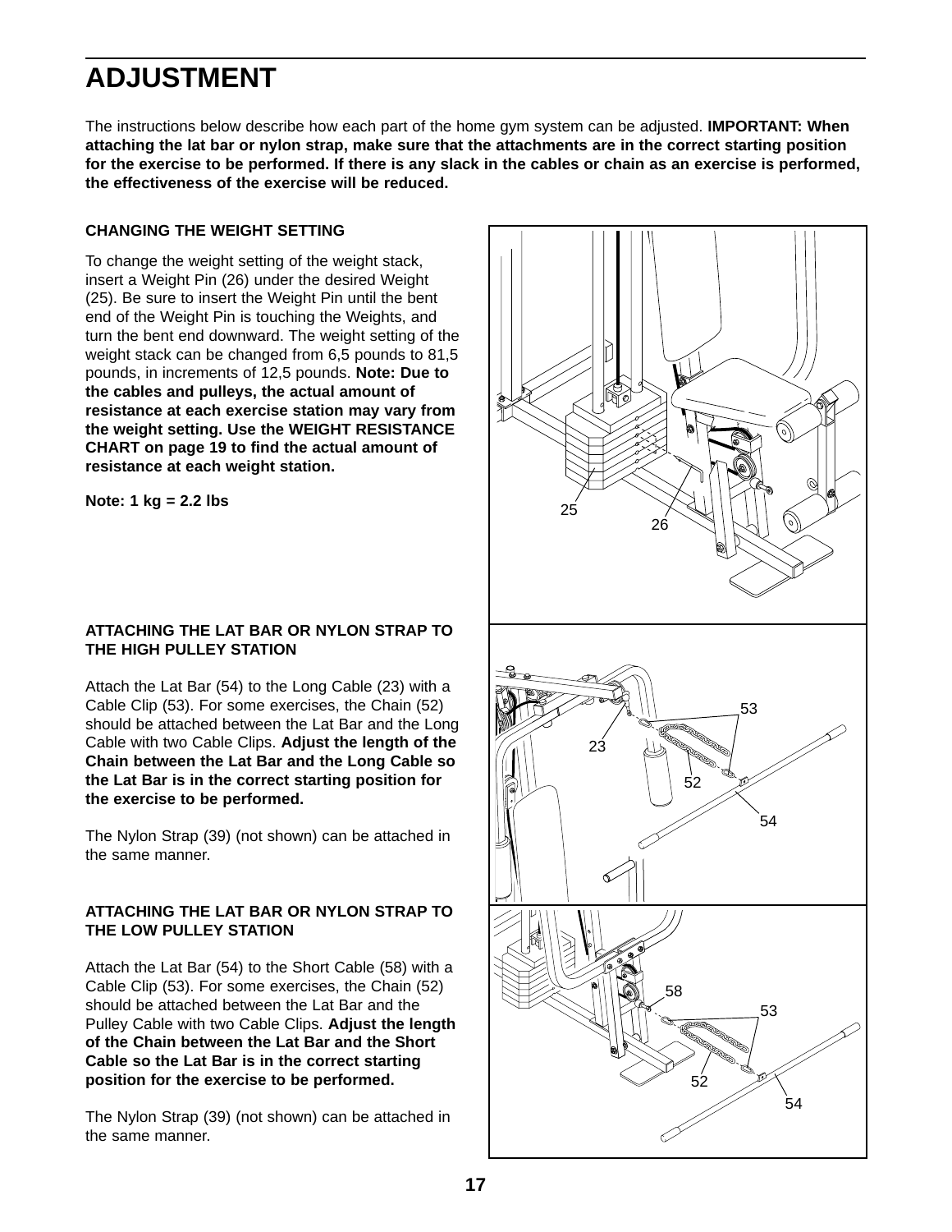# ADJUSTMENT

The instructions below describe how each part of the home gym system can be adjusted. **IMPORTANT: When attaching the lat bar or nylon strap, make sure that the attachments are in the correct starting position for the exercise to be performed. If there is any slack in the cables or chain as an exercise is performed, the effectiveness of the exercise will be reduced.**

### CHANGING THE WEIGHT SETTING

To change the weight setting of the weight stack, insert a Weight Pin (26) under the desired Weight (25). Be sure to insert the Weight Pin until the bent end of the Weight Pin is touching the Weights, and turn the bent end downward. The weight setting of the weight stack can be changed from 6,5 pounds to 81,5 pounds, in increments of 12,5 pounds. **Note: Due to the cables and pulleys, the actual amount of resistance at each exercise station may vary from the weight setting. Use the WEIGHT RESISTANCE CHART on page 19 to find the actual amount of resistance at each weight station.**

**Note: 1 kg = 2.2 lbs**

25

26

### ATTACHING THE LAT BAR OR NYLON STRAP TO THE HIGH PULLEY STATION

Attach the Lat Bar (54) to the Long Cable (23) with a Cable Clip (53). For some exercises, the Chain (52) should be attached between the Lat Bar and the Long Cable with two Cable Clips. **Adjust the length of the Chain between the Lat Bar and the Long Cable so the Lat Bar is in the correct starting position for the exercise to be performed.**

The Nylon Strap (39) (not shown) can be attached in the same manner.

53

23

52

54

### ATTACHING THE LAT BAR OR NYLON STRAP TO THE LOW PULLEY STATION

Attach the Lat Bar (54) to the Short Cable (58) with a Cable Clip (53). For some exercises, the Chain (52) should be attached between the Lat Bar and the Pulley Cable with two Cable Clips. **Adjust the length of the Chain between the Lat Bar and the Short Cable so the Lat Bar is in the correct starting position for the exercise to be performed.**

The Nylon Strap (39) (not shown) can be attached in the same manner.

58

53

52

54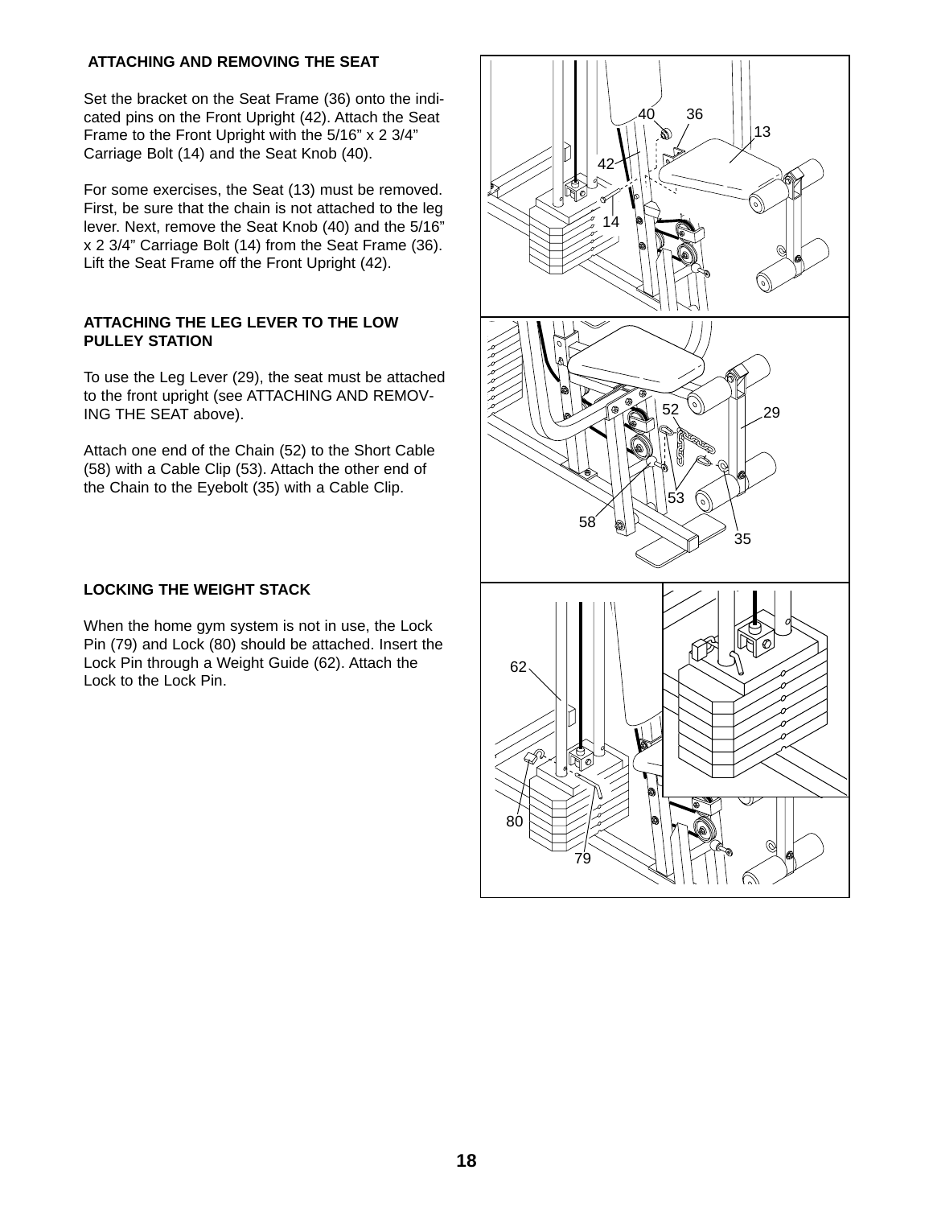## ATTACHING AND REMOVING THE SEAT

Set the bracket on the Seat Frame (36) onto the indicated pins on the Front Upright (42). Attach the Seat Frame to the Front Upright with the 5/16" x 2 3/4" Carriage Bolt (14) and the Seat Knob (40).

For some exercises, the Seat (13) must be removed. First, be sure that the chain is not attached to the leg lever. Next, remove the Seat Knob (40) and the 5/16" x 2 3/4" Carriage Bolt (14) from the Seat Frame (36). Lift the Seat Frame off the Front Upright (42).

## ATTACHING THE LEG LEVER TO THE LOW PULLEY STATION

To use the Leg Lever (29), the seat must be attached to the front upright (see ATTACHING AND REMOVING THE SEAT above).

Attach one end of the Chain (52) to the Short Cable (58) with a Cable Clip (53). Attach the other end of the Chain to the Eyebolt (35) with a Cable Clip.

## LOCKING THE WEIGHT STACK

When the home gym system is not in use, the Lock Pin (79) and Lock (80) should be attached. Insert the Lock Pin through a Weight Guide (62). Attach the Lock to the Lock Pin.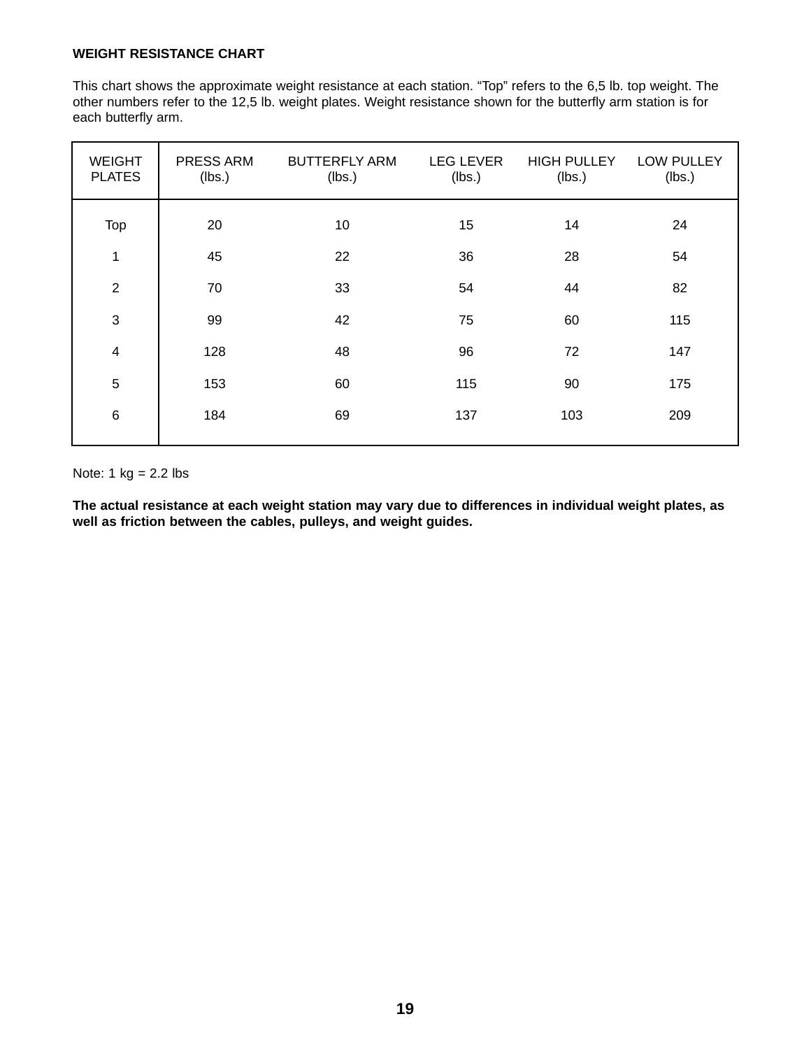## WEIGHT RESISTANCE CHART

This chart shows the approximate weight resistance at each station. “Top” refers to the 6,5 lb. top weight. The other numbers refer to the 12,5 lb. weight plates. Weight resistance shown for the butterfly arm station is for each butterfly arm.

| WEIGHT PLATES | PRESS ARM (lbs.) | BUTTERFLY ARM (lbs.) | LEG LEVER (lbs.) | HIGH PULLEY (lbs.) | LOW PULLEY (lbs.) |
|---|---|---|---|---|---|
| Top | 20 | 10 | 15 | 14 | 24 |
| 1 | 45 | 22 | 36 | 28 | 54 |
| 2 | 70 | 33 | 54 | 44 | 82 |
| 3 | 99 | 42 | 75 | 60 | 115 |
| 4 | 128 | 48 | 96 | 72 | 147 |
| 5 | 153 | 60 | 115 | 90 | 175 |
| 6 | 184 | 69 | 137 | 103 | 209 |

Note: 1 kg = 2.2 lbs

**The actual resistance at each weight station may vary due to differences in individual weight plates, as well as friction between the cables, pulleys, and weight guides.**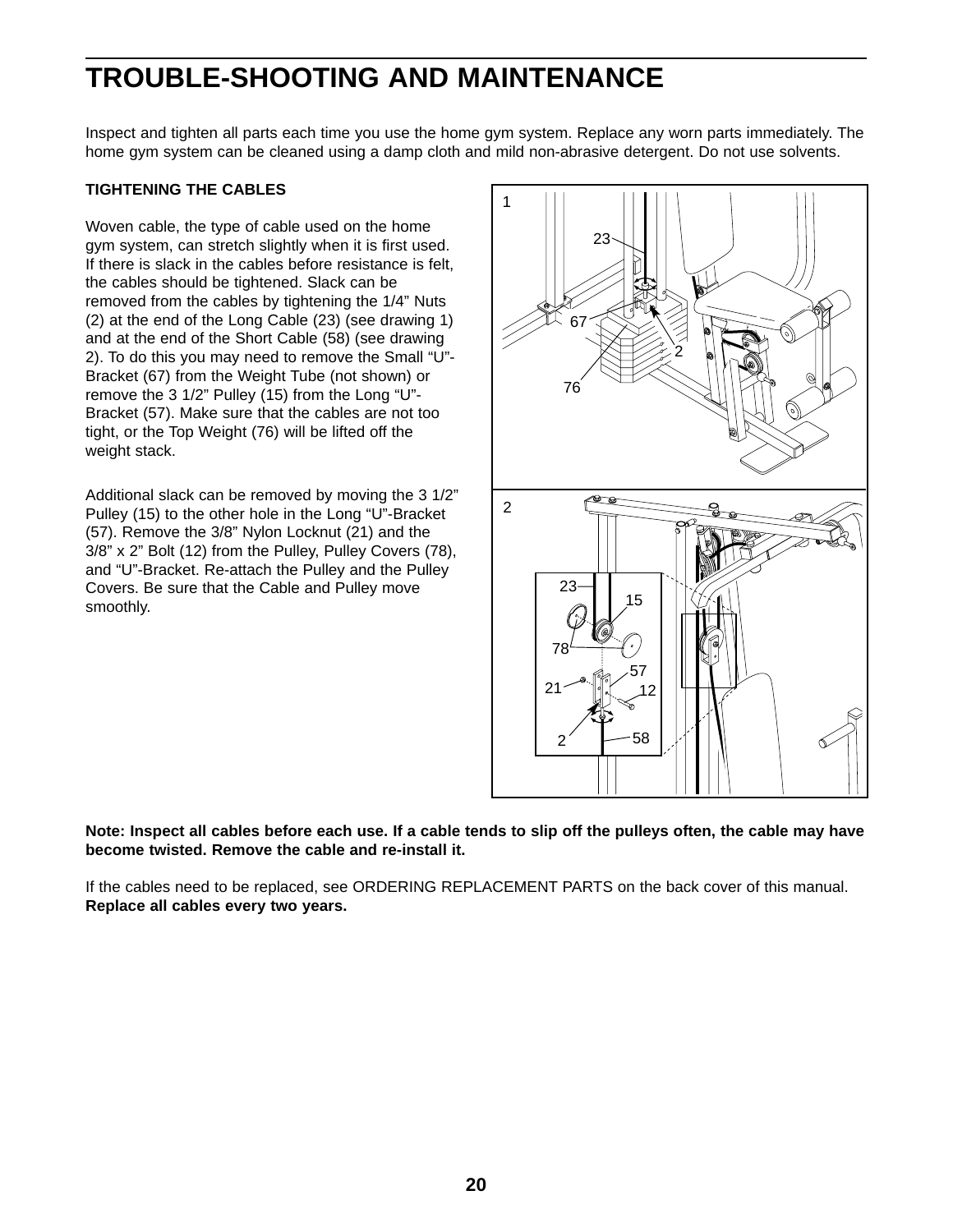# TROUBLE-SHOOTING AND MAINTENANCE

Inspect and tighten all parts each time you use the home gym system. Replace any worn parts immediately. The home gym system can be cleaned using a damp cloth and mild non-abrasive detergent. Do not use solvents.

**TIGHTENING THE CABLES**

Woven cable, the type of cable used on the home gym system, can stretch slightly when it is first used. If there is slack in the cables before resistance is felt, the cables should be tightened. Slack can be removed from the cables by tightening the 1/4" Nuts (2) at the end of the Long Cable (23) (see drawing 1) and at the end of the Short Cable (58) (see drawing 2). To do this you may need to remove the Small "U"-Bracket (67) from the Weight Tube (not shown) or remove the 3 1/2" Pulley (15) from the Long "U"-Bracket (57). Make sure that the cables are not too tight, or the Top Weight (76) will be lifted off the weight stack.

Additional slack can be removed by moving the 3 1/2" Pulley (15) to the other hole in the Long "U"-Bracket (57). Remove the 3/8" Nylon Locknut (21) and the 3/8" x 2" Bolt (12) from the Pulley, Pulley Covers (78), and "U"-Bracket. Re-attach the Pulley and the Pulley Covers. Be sure that the Cable and Pulley move smoothly.

**Note: Inspect all cables before each use. If a cable tends to slip off the pulleys often, the cable may have become twisted. Remove the cable and re-install it.**

If the cables need to be replaced, see ORDERING REPLACEMENT PARTS on the back cover of this manual. **Replace all cables every two years.**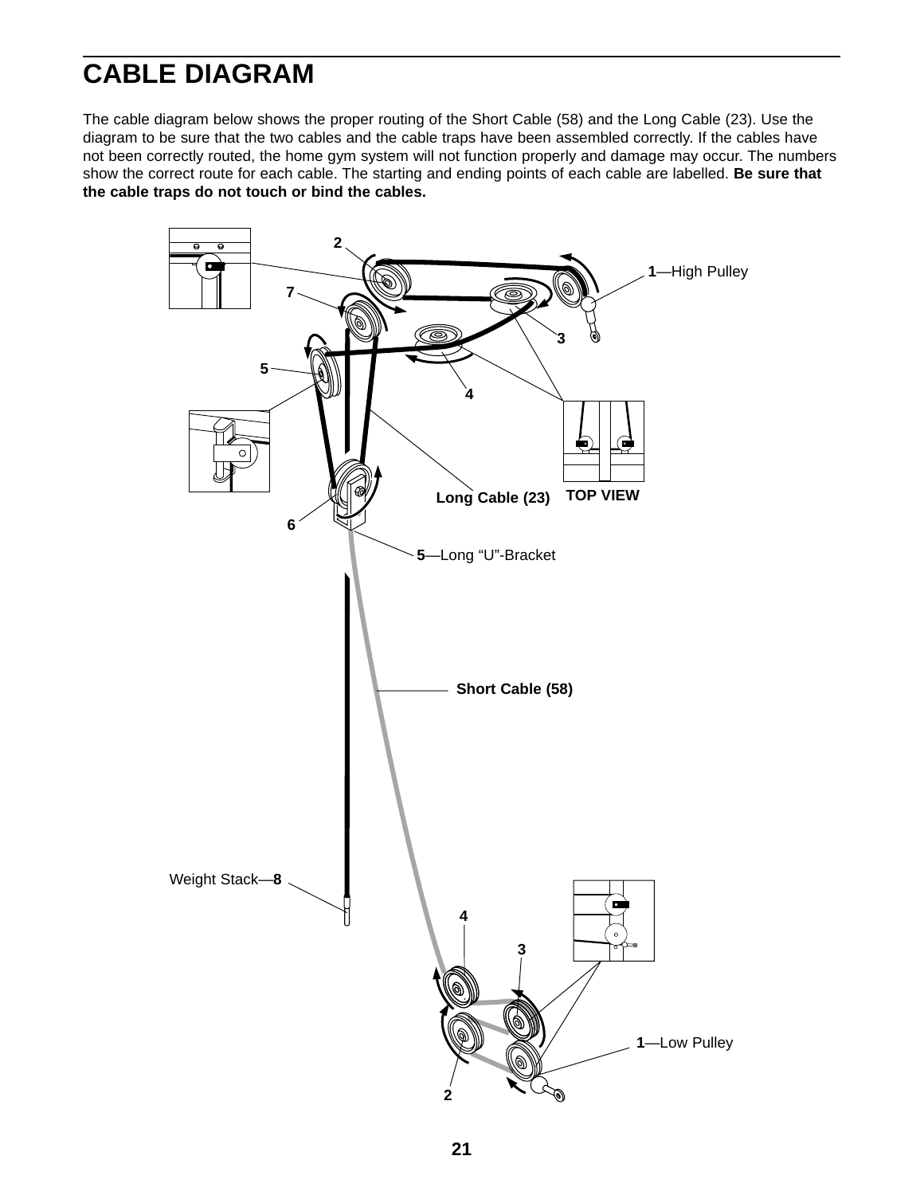# CABLE DIAGRAM

The cable diagram below shows the proper routing of the Short Cable (58) and the Long Cable (23). Use the diagram to be sure that the two cables and the cable traps have been assembled correctly. If the cables have not been correctly routed, the home gym system will not function properly and damage may occur. The numbers show the correct route for each cable. The starting and ending points of each cable are labelled. **Be sure that the cable traps do not touch or bind the cables.**

2

7

1—High Pulley

3

5

4

Long Cable (23)

TOP VIEW

6

5—Long "U"-Bracket

Short Cable (58)

Weight Stack—8

4

3

1—Low Pulley

2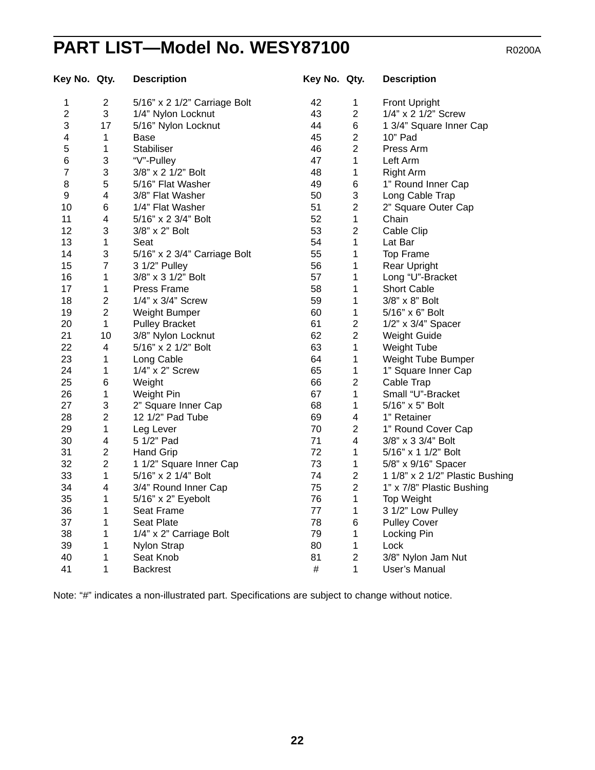# PART LIST—Model No. WESY87100

R0200A

| Key No. | Qty. | Description | Key No. | Qty. | Description |
|---|---|---|---|---|---|
| 1 | 2 | 5/16" x 2 1/2" Carriage Bolt | 42 | 1 | Front Upright |
| 2 | 3 | 1/4" Nylon Locknut | 43 | 2 | 1/4" x 2 1/2" Screw |
| 3 | 17 | 5/16" Nylon Locknut | 44 | 6 | 1 3/4" Square Inner Cap |
| 4 | 1 | Base | 45 | 2 | 10" Pad |
| 5 | 1 | Stabiliser | 46 | 2 | Press Arm |
| 6 | 3 | "V"-Pulley | 47 | 1 | Left Arm |
| 7 | 3 | 3/8" x 2 1/2" Bolt | 48 | 1 | Right Arm |
| 8 | 5 | 5/16" Flat Washer | 49 | 6 | 1" Round Inner Cap |
| 9 | 4 | 3/8" Flat Washer | 50 | 3 | Long Cable Trap |
| 10 | 6 | 1/4" Flat Washer | 51 | 2 | 2" Square Outer Cap |
| 11 | 4 | 5/16" x 2 3/4" Bolt | 52 | 1 | Chain |
| 12 | 3 | 3/8" x 2" Bolt | 53 | 2 | Cable Clip |
| 13 | 1 | Seat | 54 | 1 | Lat Bar |
| 14 | 3 | 5/16" x 2 3/4" Carriage Bolt | 55 | 1 | Top Frame |
| 15 | 7 | 3 1/2" Pulley | 56 | 1 | Rear Upright |
| 16 | 1 | 3/8" x 3 1/2" Bolt | 57 | 1 | Long "U"-Bracket |
| 17 | 1 | Press Frame | 58 | 1 | Short Cable |
| 18 | 2 | 1/4" x 3/4" Screw | 59 | 1 | 3/8" x 8" Bolt |
| 19 | 2 | Weight Bumper | 60 | 1 | 5/16" x 6" Bolt |
| 20 | 1 | Pulley Bracket | 61 | 2 | 1/2" x 3/4" Spacer |
| 21 | 10 | 3/8" Nylon Locknut | 62 | 2 | Weight Guide |
| 22 | 4 | 5/16" x 2 1/2" Bolt | 63 | 1 | Weight Tube |
| 23 | 1 | Long Cable | 64 | 1 | Weight Tube Bumper |
| 24 | 1 | 1/4" x 2" Screw | 65 | 1 | 1" Square Inner Cap |
| 25 | 6 | Weight | 66 | 2 | Cable Trap |
| 26 | 1 | Weight Pin | 67 | 1 | Small "U"-Bracket |
| 27 | 3 | 2" Square Inner Cap | 68 | 1 | 5/16" x 5" Bolt |
| 28 | 2 | 12 1/2" Pad Tube | 69 | 4 | 1" Retainer |
| 29 | 1 | Leg Lever | 70 | 2 | 1" Round Cover Cap |
| 30 | 4 | 5 1/2" Pad | 71 | 4 | 3/8" x 3 3/4" Bolt |
| 31 | 2 | Hand Grip | 72 | 1 | 5/16" x 1 1/2" Bolt |
| 32 | 2 | 1 1/2" Square Inner Cap | 73 | 1 | 5/8" x 9/16" Spacer |
| 33 | 1 | 5/16" x 2 1/4" Bolt | 74 | 2 | 1 1/8" x 2 1/2" Plastic Bushing |
| 34 | 4 | 3/4" Round Inner Cap | 75 | 2 | 1" x 7/8" Plastic Bushing |
| 35 | 1 | 5/16" x 2" Eyebolt | 76 | 1 | Top Weight |
| 36 | 1 | Seat Frame | 77 | 1 | 3 1/2" Low Pulley |
| 37 | 1 | Seat Plate | 78 | 6 | Pulley Cover |
| 38 | 1 | 1/4" x 2" Carriage Bolt | 79 | 1 | Locking Pin |
| 39 | 1 | Nylon Strap | 80 | 1 | Lock |
| 40 | 1 | Seat Knob | 81 | 2 | 3/8" Nylon Jam Nut |
| 41 | 1 | Backrest | # | 1 | User's Manual |

Note: "#" indicates a non-illustrated part. Specifications are subject to change without notice.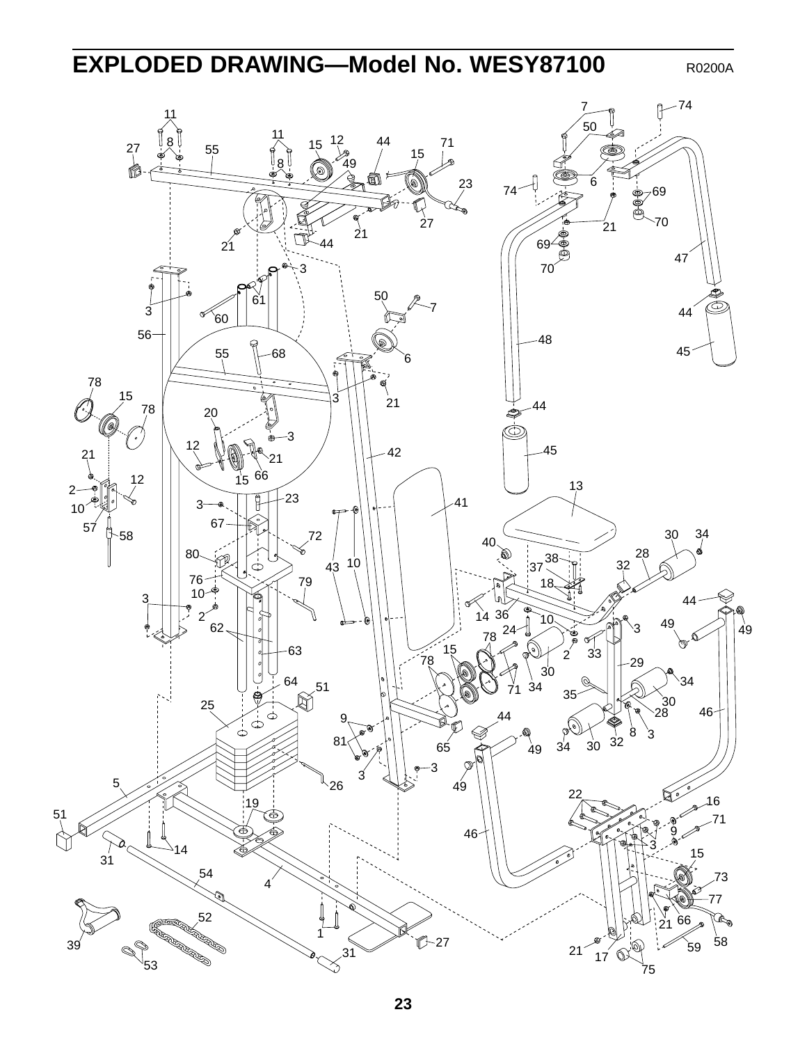# EXPLODED DRAWING—Model No. WESY87100

R0200A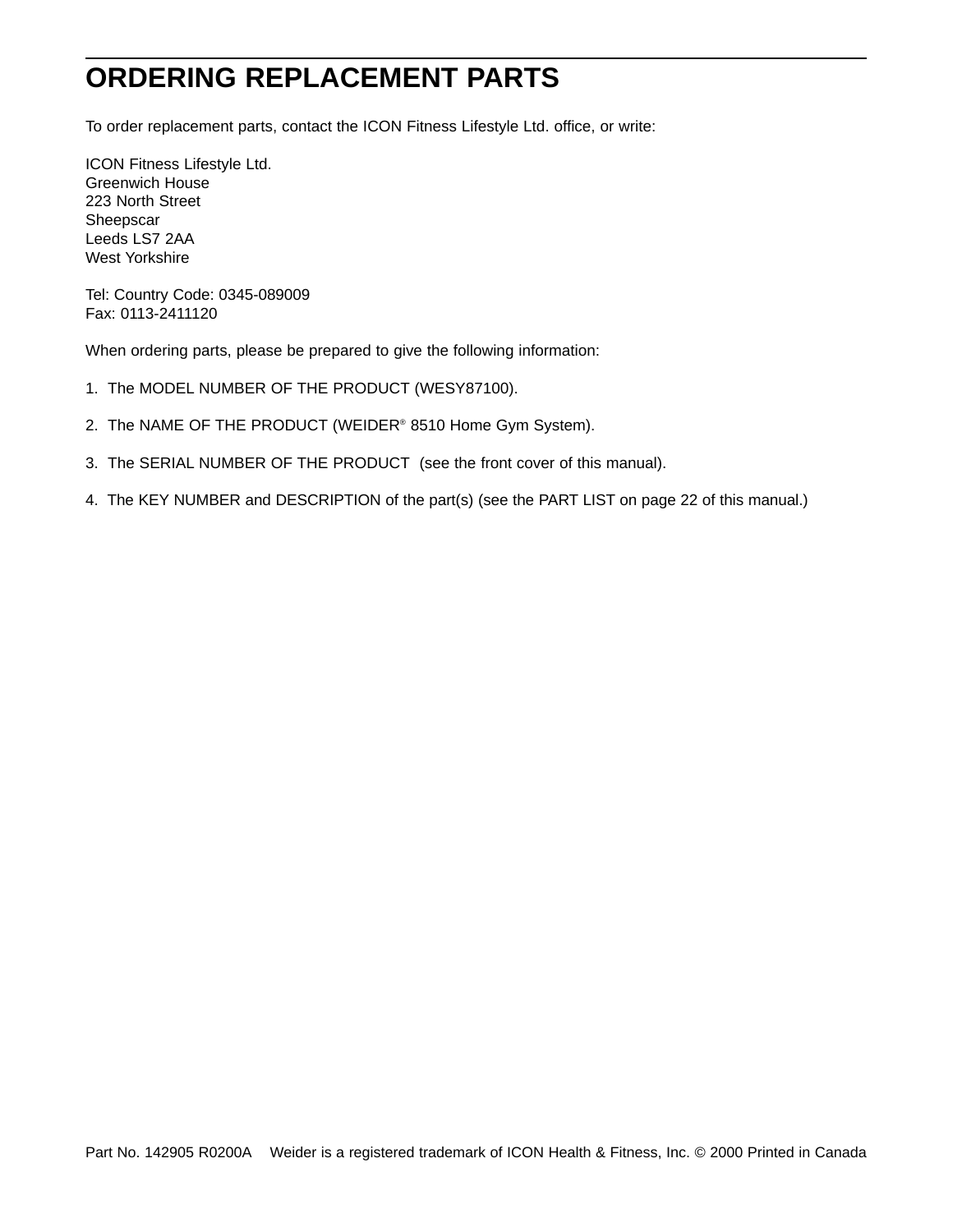# ORDERING REPLACEMENT PARTS

To order replacement parts, contact the ICON Fitness Lifestyle Ltd. office, or write:

ICON Fitness Lifestyle Ltd.
Greenwich House
223 North Street
Sheepscar
Leeds LS7 2AA
West Yorkshire

Tel: Country Code: 0345-089009
Fax: 0113-2411120

When ordering parts, please be prepared to give the following information:

1. The MODEL NUMBER OF THE PRODUCT (WESY87100).

2. The NAME OF THE PRODUCT (WEIDER® 8510 Home Gym System).

3. The SERIAL NUMBER OF THE PRODUCT (see the front cover of this manual).

4. The KEY NUMBER and DESCRIPTION of the part(s) (see the PART LIST on page 22 of this manual.)

Part No. 142905 R0200A Weider is a registered trademark of ICON Health & Fitness, Inc. © 2000 Printed in Canada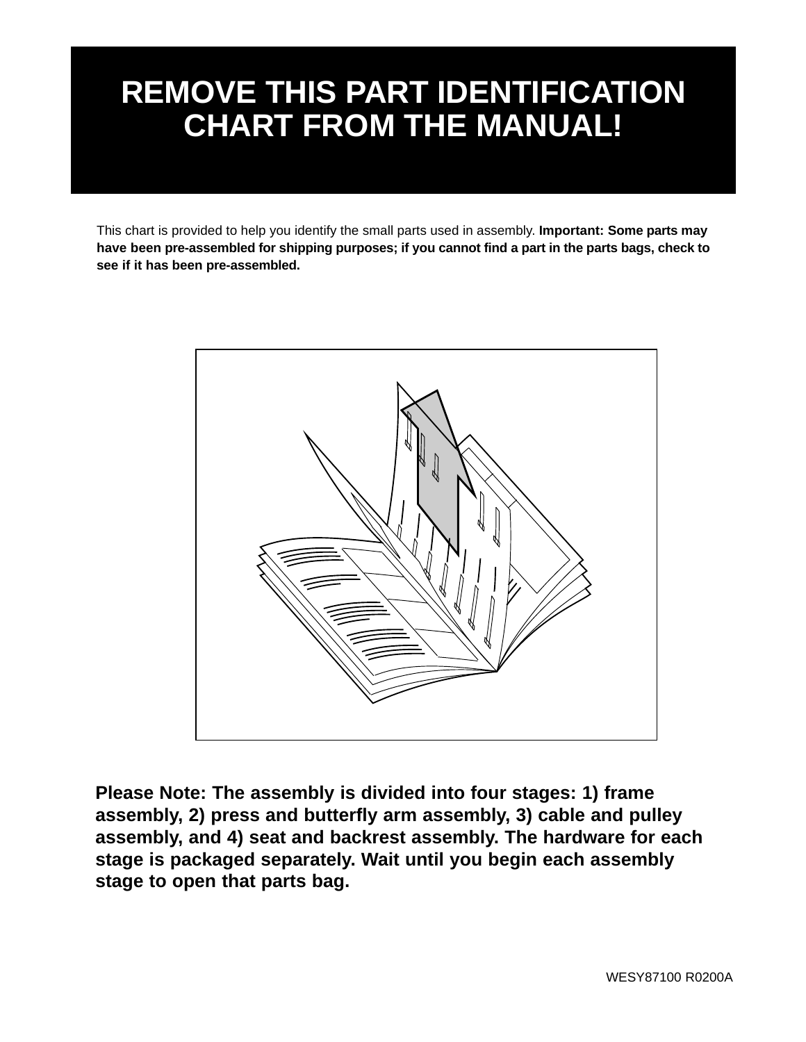# REMOVE THIS PART IDENTIFICATION CHART FROM THE MANUAL!

This chart is provided to help you identify the small parts used in assembly. **Important: Some parts may have been pre-assembled for shipping purposes; if you cannot find a part in the parts bags, check to see if it has been pre-assembled.**

**Please Note: The assembly is divided into four stages: 1) frame assembly, 2) press and butterfly arm assembly, 3) cable and pulley assembly, and 4) seat and backrest assembly. The hardware for each stage is packaged separately. Wait until you begin each assembly stage to open that parts bag.**

WESY87100 R0200A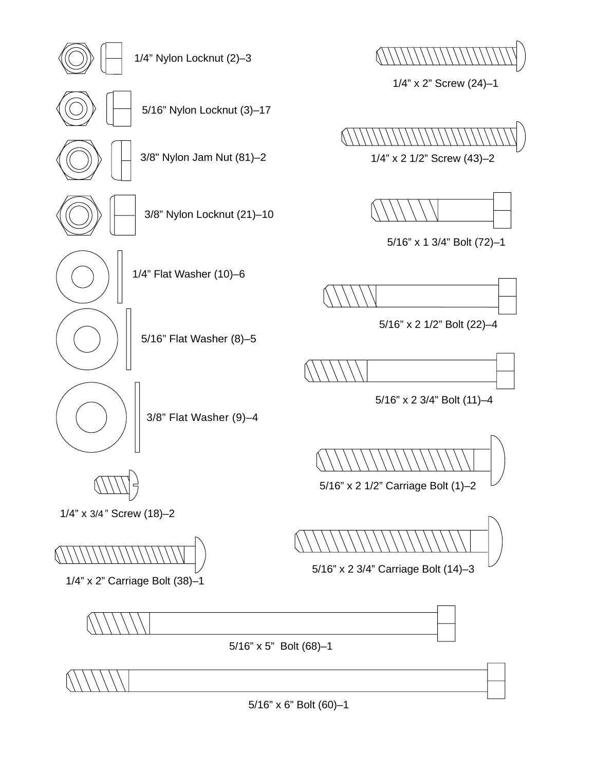1/4” Nylon Locknut (2)–3

5/16” Nylon Locknut (3)–17

3/8" Nylon Jam Nut (81)–2

3/8” Nylon Locknut (21)–10

1/4” Flat Washer (10)–6

5/16” Flat Washer (8)–5

3/8” Flat Washer (9)–4

1/4” x 3/4” Screw (18)–2

1/4” x 2” Carriage Bolt (38)–1

1/4” x 2” Screw (24)–1

1/4” x 2 1/2” Screw (43)–2

5/16” x 1 3/4” Bolt (72)–1

5/16” x 2 1/2” Bolt (22)–4

5/16” x 2 3/4” Bolt (11)–4

5/16” x 2 1/2” Carriage Bolt (1)–2

5/16” x 2 3/4” Carriage Bolt (14)–3

5/16” x 5” Bolt (68)–1

5/16” x 6” Bolt (60)–1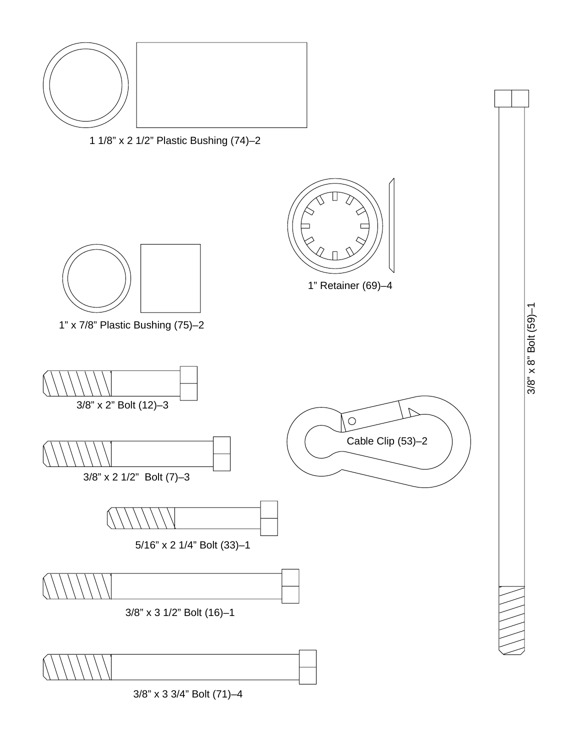1 1/8” x 2 1/2” Plastic Bushing (74)–2

1” Retainer (69)–4

1” x 7/8” Plastic Bushing (75)–2

3/8” x 8” Bolt (59)–1

3/8” x 2” Bolt (12)–3

Cable Clip (53)–2

3/8” x 2 1/2” Bolt (7)–3

5/16” x 2 1/4” Bolt (33)–1

3/8” x 3 1/2” Bolt (16)–1

3/8” x 3 3/4” Bolt (71)–4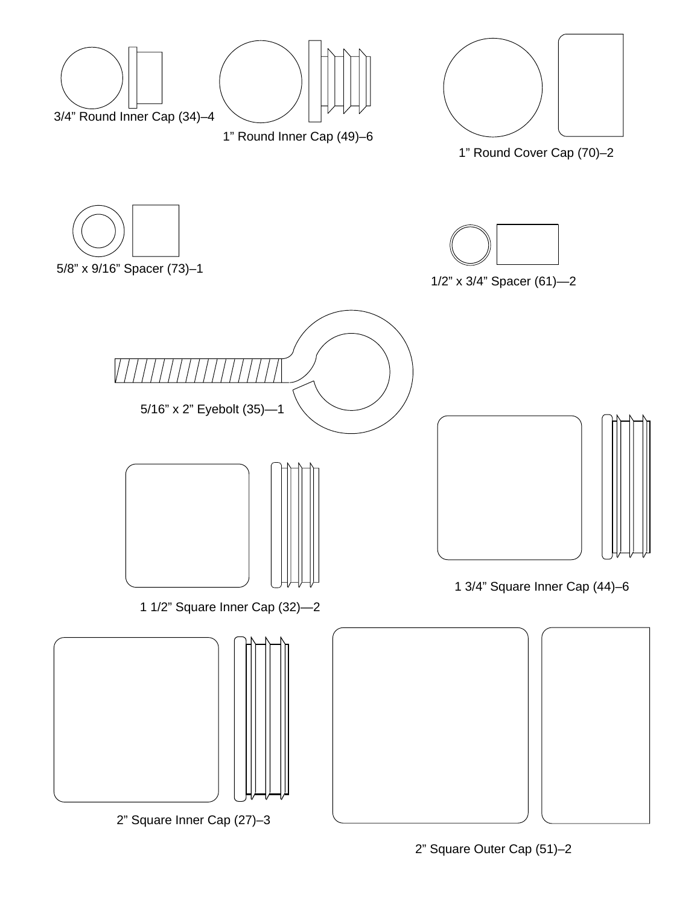3/4” Round Inner Cap (34)–4

1” Round Inner Cap (49)–6

1” Round Cover Cap (70)–2

5/8” x 9/16” Spacer (73)–1

1/2” x 3/4” Spacer (61)—2

5/16” x 2” Eyebolt (35)—1

1 3/4” Square Inner Cap (44)–6

1 1/2” Square Inner Cap (32)—2

2” Square Inner Cap (27)–3

2” Square Outer Cap (51)–2